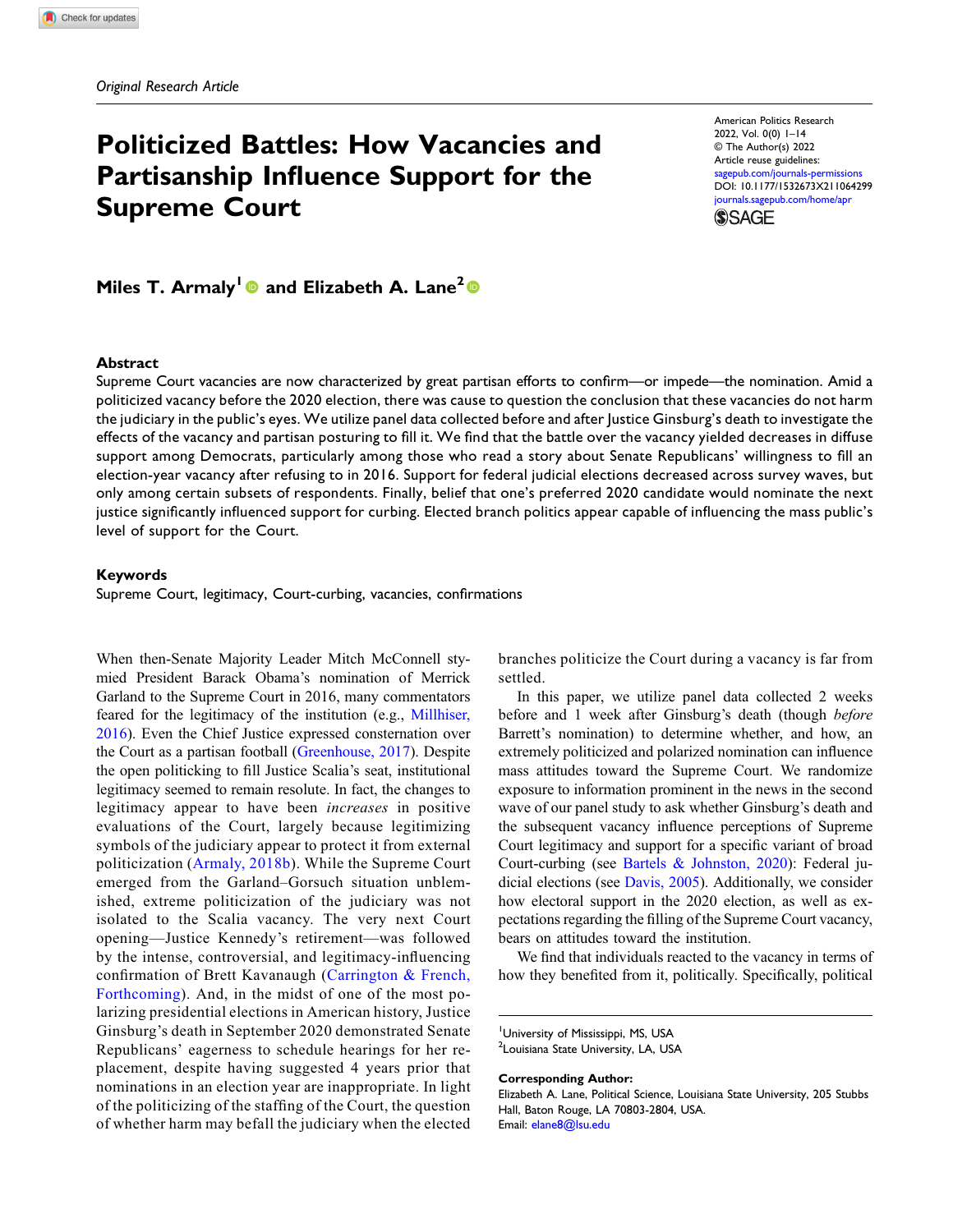*Original Research Article*

# Politicized Battles: How Vacancies and Partisanship Influence Support for the Supreme Court

American Politics Research
2022, Vol. 0(0) 1–14
© The Author(s) 2022
Article reuse guidelines:
sagepub.com/journals-permissions
DOI: 10.1177/1532673X211064299
journals.sagepub.com/home/apr

**Miles T. Armaly[1] and Elizabeth A. Lane[2]**

## Abstract

Supreme Court vacancies are now characterized by great partisan efforts to confirm—or impede—the nomination. Amid a politicized vacancy before the 2020 election, there was cause to question the conclusion that these vacancies do not harm the judiciary in the public's eyes. We utilize panel data collected before and after Justice Ginsburg's death to investigate the effects of the vacancy and partisan posturing to fill it. We find that the battle over the vacancy yielded decreases in diffuse support among Democrats, particularly among those who read a story about Senate Republicans' willingness to fill an election-year vacancy after refusing to in 2016. Support for federal judicial elections decreased across survey waves, but only among certain subsets of respondents. Finally, belief that one's preferred 2020 candidate would nominate the next justice significantly influenced support for curbing. Elected branch politics appear capable of influencing the mass public's level of support for the Court.

## Keywords

Supreme Court, legitimacy, Court-curbing, vacancies, confirmations

When then-Senate Majority Leader Mitch McConnell stymied President Barack Obama's nomination of Merrick Garland to the Supreme Court in 2016, many commentators feared for the legitimacy of the institution (e.g., Millhiser, 2016). Even the Chief Justice expressed consternation over the Court as a partisan football (Greenhouse, 2017). Despite the open politicking to fill Justice Scalia's seat, institutional legitimacy seemed to remain resolute. In fact, the changes to legitimacy appear to have been *increases* in positive evaluations of the Court, largely because legitimizing symbols of the judiciary appear to protect it from external politicization (Armaly, 2018b). While the Supreme Court emerged from the Garland–Gorsuch situation unblemished, extreme politicization of the judiciary was not isolated to the Scalia vacancy. The very next Court opening—Justice Kennedy's retirement—was followed by the intense, controversial, and legitimacy-influencing confirmation of Brett Kavanaugh (Carrington & French, Forthcoming). And, in the midst of one of the most polarizing presidential elections in American history, Justice Ginsburg's death in September 2020 demonstrated Senate Republicans' eagerness to schedule hearings for her replacement, despite having suggested 4 years prior that nominations in an election year are inappropriate. In light of the politicizing of the staffing of the Court, the question of whether harm may befall the judiciary when the elected branches politicize the Court during a vacancy is far from settled.

In this paper, we utilize panel data collected 2 weeks before and 1 week after Ginsburg's death (though *before* Barrett's nomination) to determine whether, and how, an extremely politicized and polarized nomination can influence mass attitudes toward the Supreme Court. We randomize exposure to information prominent in the news in the second wave of our panel study to ask whether Ginsburg's death and the subsequent vacancy influence perceptions of Supreme Court legitimacy and support for a specific variant of broad Court-curbing (see Bartels & Johnston, 2020): Federal judicial elections (see Davis, 2005). Additionally, we consider how electoral support in the 2020 election, as well as expectations regarding the filling of the Supreme Court vacancy, bears on attitudes toward the institution.

We find that individuals reacted to the vacancy in terms of how they benefited from it, politically. Specifically, political

---

[1]University of Mississippi, MS, USA
[2]Louisiana State University, LA, USA

**Corresponding Author:**
Elizabeth A. Lane, Political Science, Louisiana State University, 205 Stubbs Hall, Baton Rouge, LA 70803-2804, USA.
Email: elane8@lsu.edu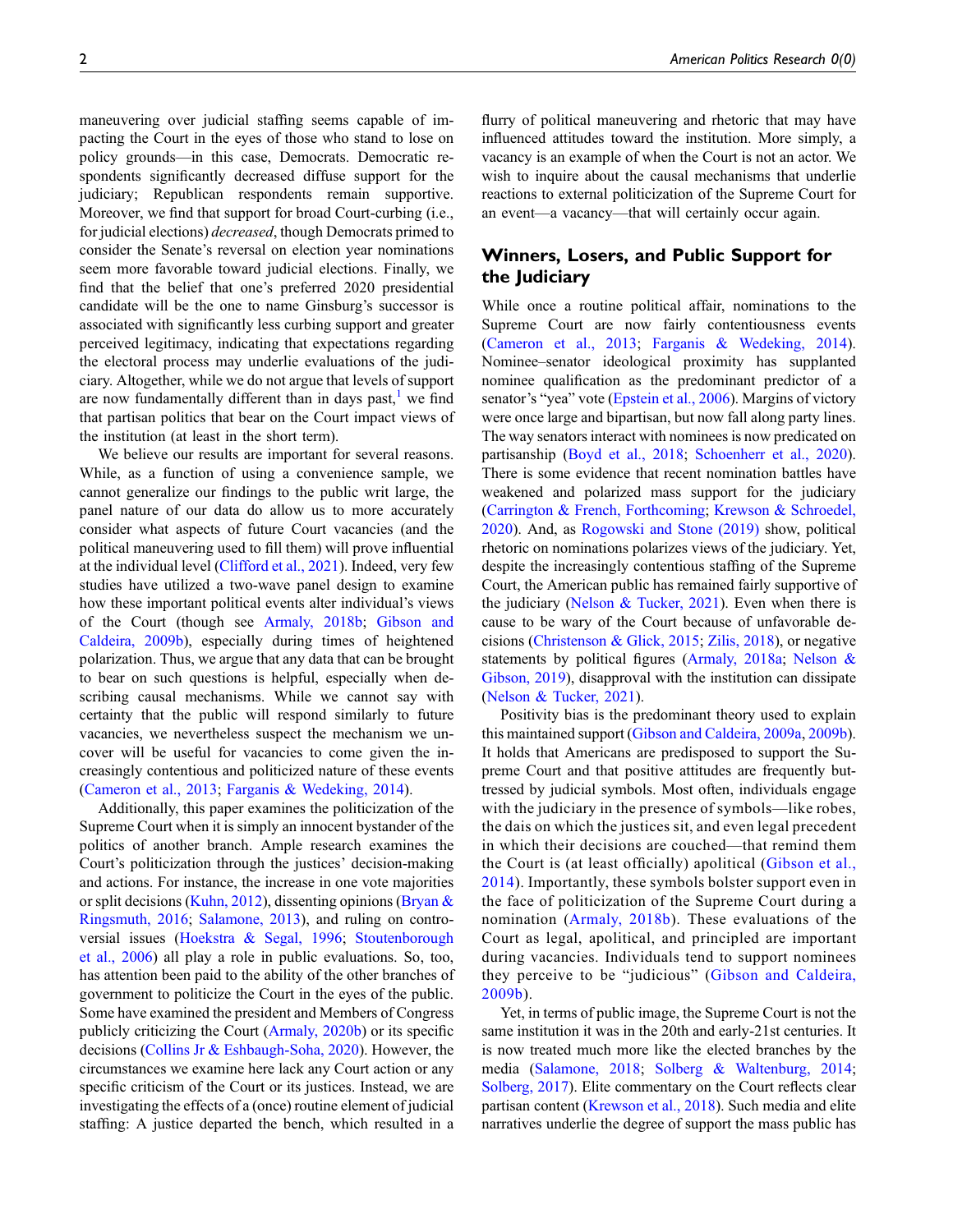maneuvering over judicial staffing seems capable of impacting the Court in the eyes of those who stand to lose on policy grounds—in this case, Democrats. Democratic respondents significantly decreased diffuse support for the judiciary; Republican respondents remain supportive. Moreover, we find that support for broad Court-curbing (i.e., for judicial elections) *decreased*, though Democrats primed to consider the Senate's reversal on election year nominations seem more favorable toward judicial elections. Finally, we find that the belief that one's preferred 2020 presidential candidate will be the one to name Ginsburg's successor is associated with significantly less curbing support and greater perceived legitimacy, indicating that expectations regarding the electoral process may underlie evaluations of the judiciary. Altogether, while we do not argue that levels of support are now fundamentally different than in days past,[1] we find that partisan politics that bear on the Court impact views of the institution (at least in the short term).

We believe our results are important for several reasons. While, as a function of using a convenience sample, we cannot generalize our findings to the public writ large, the panel nature of our data do allow us to more accurately consider what aspects of future Court vacancies (and the political maneuvering used to fill them) will prove influential at the individual level (Clifford et al., 2021). Indeed, very few studies have utilized a two-wave panel design to examine how these important political events alter individual's views of the Court (though see Armaly, 2018b; Gibson and Caldeira, 2009b), especially during times of heightened polarization. Thus, we argue that any data that can be brought to bear on such questions is helpful, especially when describing causal mechanisms. While we cannot say with certainty that the public will respond similarly to future vacancies, we nevertheless suspect the mechanism we uncover will be useful for vacancies to come given the increasingly contentious and politicized nature of these events (Cameron et al., 2013; Farganis & Wedeking, 2014).

Additionally, this paper examines the politicization of the Supreme Court when it is simply an innocent bystander of the politics of another branch. Ample research examines the Court's politicization through the justices' decision-making and actions. For instance, the increase in one vote majorities or split decisions (Kuhn, 2012), dissenting opinions (Bryan & Ringsmuth, 2016; Salamone, 2013), and ruling on controversial issues (Hoekstra & Segal, 1996; Stoutenborough et al., 2006) all play a role in public evaluations. So, too, has attention been paid to the ability of the other branches of government to politicize the Court in the eyes of the public. Some have examined the president and Members of Congress publicly criticizing the Court (Armaly, 2020b) or its specific decisions (Collins Jr & Eshbaugh-Soha, 2020). However, the circumstances we examine here lack any Court action or any specific criticism of the Court or its justices. Instead, we are investigating the effects of a (once) routine element of judicial staffing: A justice departed the bench, which resulted in a flurry of political maneuvering and rhetoric that may have influenced attitudes toward the institution. More simply, a vacancy is an example of when the Court is not an actor. We wish to inquire about the causal mechanisms that underlie reactions to external politicization of the Supreme Court for an event—a vacancy—that will certainly occur again.

## Winners, Losers, and Public Support for the Judiciary

While once a routine political affair, nominations to the Supreme Court are now fairly contentiousness events (Cameron et al., 2013; Farganis & Wedeking, 2014). Nominee–senator ideological proximity has supplanted nominee qualification as the predominant predictor of a senator's "yea" vote (Epstein et al., 2006). Margins of victory were once large and bipartisan, but now fall along party lines. The way senators interact with nominees is now predicated on partisanship (Boyd et al., 2018; Schoenherr et al., 2020). There is some evidence that recent nomination battles have weakened and polarized mass support for the judiciary (Carrington & French, Forthcoming; Krewson & Schroedel, 2020). And, as Rogowski and Stone (2019) show, political rhetoric on nominations polarizes views of the judiciary. Yet, despite the increasingly contentious staffing of the Supreme Court, the American public has remained fairly supportive of the judiciary (Nelson & Tucker, 2021). Even when there is cause to be wary of the Court because of unfavorable decisions (Christenson & Glick, 2015; Zilis, 2018), or negative statements by political figures (Armaly, 2018a; Nelson & Gibson, 2019), disapproval with the institution can dissipate (Nelson & Tucker, 2021).

Positivity bias is the predominant theory used to explain this maintained support (Gibson and Caldeira, 2009a, 2009b). It holds that Americans are predisposed to support the Supreme Court and that positive attitudes are frequently buttressed by judicial symbols. Most often, individuals engage with the judiciary in the presence of symbols—like robes, the dais on which the justices sit, and even legal precedent in which their decisions are couched—that remind them the Court is (at least officially) apolitical (Gibson et al., 2014). Importantly, these symbols bolster support even in the face of politicization of the Supreme Court during a nomination (Armaly, 2018b). These evaluations of the Court as legal, apolitical, and principled are important during vacancies. Individuals tend to support nominees they perceive to be "judicious" (Gibson and Caldeira, 2009b).

Yet, in terms of public image, the Supreme Court is not the same institution it was in the 20th and early-21st centuries. It is now treated much more like the elected branches by the media (Salamone, 2018; Solberg & Waltenburg, 2014; Solberg, 2017). Elite commentary on the Court reflects clear partisan content (Krewson et al., 2018). Such media and elite narratives underlie the degree of support the mass public has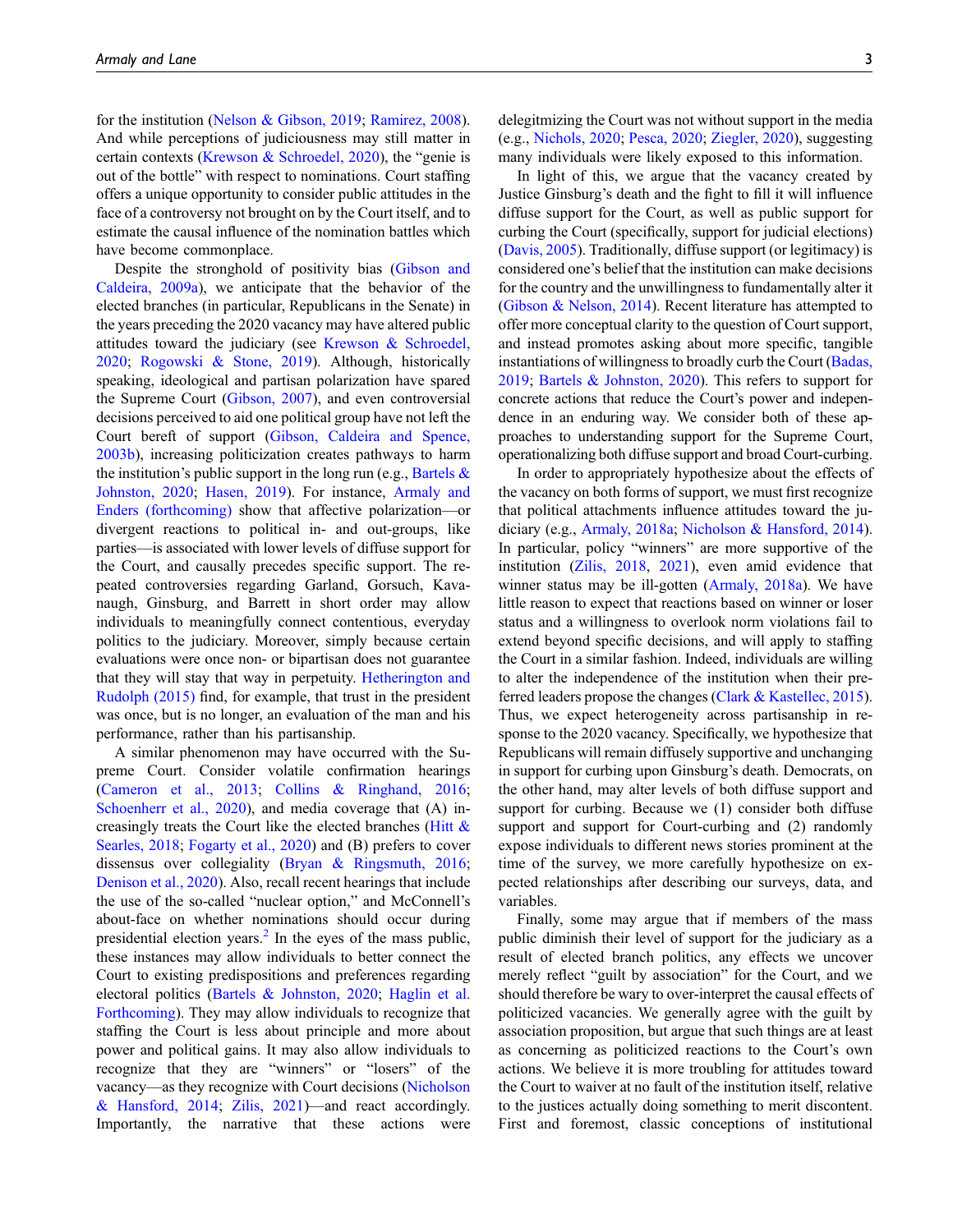for the institution (Nelson & Gibson, 2019; Ramirez, 2008). And while perceptions of judiciousness may still matter in certain contexts (Krewson & Schroedel, 2020), the "genie is out of the bottle" with respect to nominations. Court staffing offers a unique opportunity to consider public attitudes in the face of a controversy not brought on by the Court itself, and to estimate the causal influence of the nomination battles which have become commonplace.

Despite the stronghold of positivity bias (Gibson and Caldeira, 2009a), we anticipate that the behavior of the elected branches (in particular, Republicans in the Senate) in the years preceding the 2020 vacancy may have altered public attitudes toward the judiciary (see Krewson & Schroedel, 2020; Rogowski & Stone, 2019). Although, historically speaking, ideological and partisan polarization have spared the Supreme Court (Gibson, 2007), and even controversial decisions perceived to aid one political group have not left the Court bereft of support (Gibson, Caldeira and Spence, 2003b), increasing politicization creates pathways to harm the institution's public support in the long run (e.g., Bartels & Johnston, 2020; Hasen, 2019). For instance, Armaly and Enders (forthcoming) show that affective polarization—or divergent reactions to political in- and out-groups, like parties—is associated with lower levels of diffuse support for the Court, and causally precedes specific support. The repeated controversies regarding Garland, Gorsuch, Kavanaugh, Ginsburg, and Barrett in short order may allow individuals to meaningfully connect contentious, everyday politics to the judiciary. Moreover, simply because certain evaluations were once non- or bipartisan does not guarantee that they will stay that way in perpetuity. Hetherington and Rudolph (2015) find, for example, that trust in the president was once, but is no longer, an evaluation of the man and his performance, rather than his partisanship.

A similar phenomenon may have occurred with the Supreme Court. Consider volatile confirmation hearings (Cameron et al., 2013; Collins & Ringhand, 2016; Schoenherr et al., 2020), and media coverage that (A) increasingly treats the Court like the elected branches (Hitt & Searles, 2018; Fogarty et al., 2020) and (B) prefers to cover dissensus over collegiality (Bryan & Ringsmuth, 2016; Denison et al., 2020). Also, recall recent hearings that include the use of the so-called "nuclear option," and McConnell's about-face on whether nominations should occur during presidential election years.[2] In the eyes of the mass public, these instances may allow individuals to better connect the Court to existing predispositions and preferences regarding electoral politics (Bartels & Johnston, 2020; Haglin et al. Forthcoming). They may allow individuals to recognize that staffing the Court is less about principle and more about power and political gains. It may also allow individuals to recognize that they are "winners" or "losers" of the vacancy—as they recognize with Court decisions (Nicholson & Hansford, 2014; Zilis, 2021)—and react accordingly. Importantly, the narrative that these actions were delegitimizing the Court was not without support in the media (e.g., Nichols, 2020; Pesca, 2020; Ziegler, 2020), suggesting many individuals were likely exposed to this information.

In light of this, we argue that the vacancy created by Justice Ginsburg's death and the fight to fill it will influence diffuse support for the Court, as well as public support for curbing the Court (specifically, support for judicial elections) (Davis, 2005). Traditionally, diffuse support (or legitimacy) is considered one's belief that the institution can make decisions for the country and the unwillingness to fundamentally alter it (Gibson & Nelson, 2014). Recent literature has attempted to offer more conceptual clarity to the question of Court support, and instead promotes asking about more specific, tangible instantiations of willingness to broadly curb the Court (Badas, 2019; Bartels & Johnston, 2020). This refers to support for concrete actions that reduce the Court's power and independence in an enduring way. We consider both of these approaches to understanding support for the Supreme Court, operationalizing both diffuse support and broad Court-curbing.

In order to appropriately hypothesize about the effects of the vacancy on both forms of support, we must first recognize that political attachments influence attitudes toward the judiciary (e.g., Armaly, 2018a; Nicholson & Hansford, 2014). In particular, policy "winners" are more supportive of the institution (Zilis, 2018, 2021), even amid evidence that winner status may be ill-gotten (Armaly, 2018a). We have little reason to expect that reactions based on winner or loser status and a willingness to overlook norm violations fail to extend beyond specific decisions, and will apply to staffing the Court in a similar fashion. Indeed, individuals are willing to alter the independence of the institution when their preferred leaders propose the changes (Clark & Kastellec, 2015). Thus, we expect heterogeneity across partisanship in response to the 2020 vacancy. Specifically, we hypothesize that Republicans will remain diffusely supportive and unchanging in support for curbing upon Ginsburg's death. Democrats, on the other hand, may alter levels of both diffuse support and support for curbing. Because we (1) consider both diffuse support and support for Court-curbing and (2) randomly expose individuals to different news stories prominent at the time of the survey, we more carefully hypothesize on expected relationships after describing our surveys, data, and variables.

Finally, some may argue that if members of the mass public diminish their level of support for the judiciary as a result of elected branch politics, any effects we uncover merely reflect "guilt by association" for the Court, and we should therefore be wary to over-interpret the causal effects of politicized vacancies. We generally agree with the guilt by association proposition, but argue that such things are at least as concerning as politicized reactions to the Court's own actions. We believe it is more troubling for attitudes toward the Court to waiver at no fault of the institution itself, relative to the justices actually doing something to merit discontent. First and foremost, classic conceptions of institutional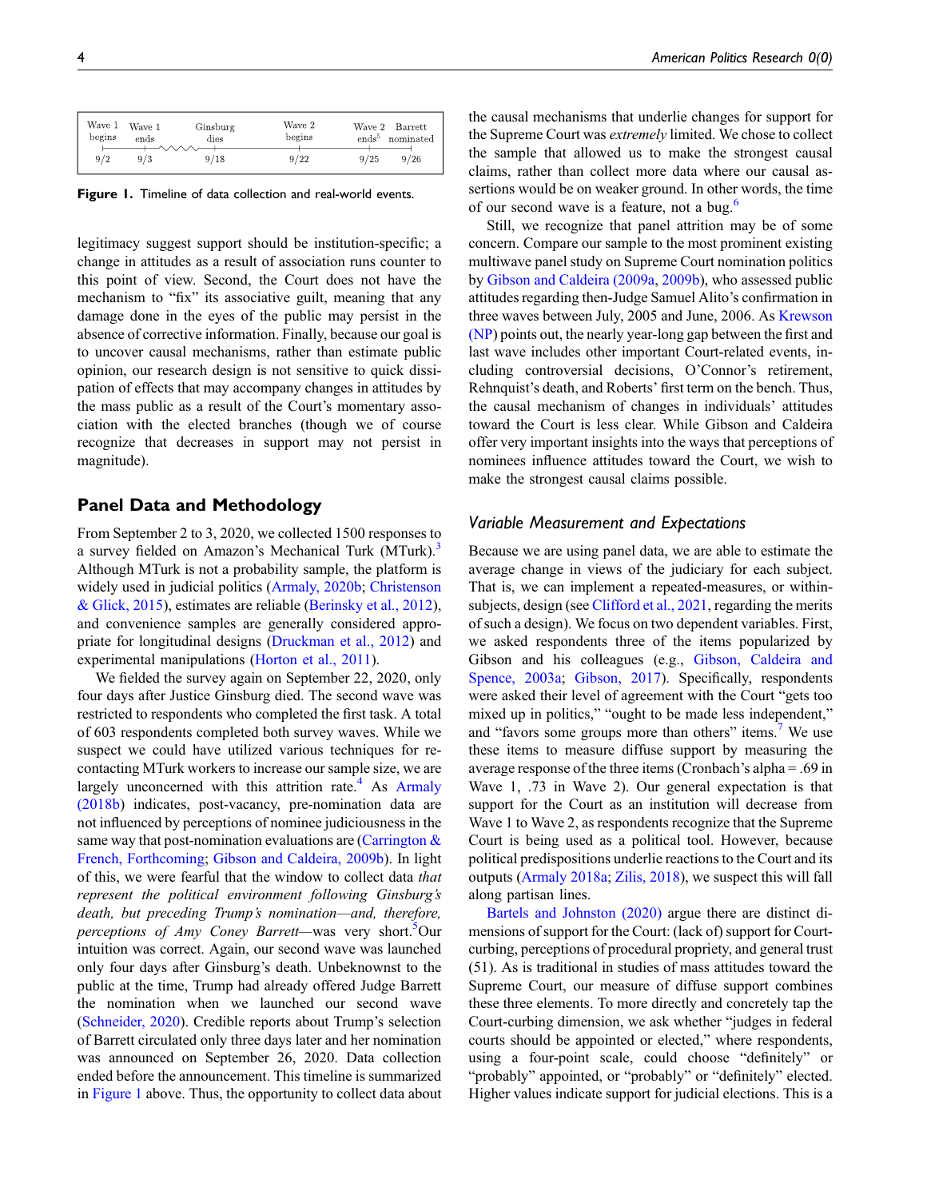| Wave 1 begins | Wave 1 ends | Ginsburg dies | Wave 2 begins | Wave 2 ends[5] | Barrett nominated |
|---|---|---|---|---|---|
| 9/2 | 9/3 | 9/18 | 9/22 | 9/25 | 9/26 |

**Figure 1.** Timeline of data collection and real-world events.

legitimacy suggest support should be institution-specific; a change in attitudes as a result of association runs counter to this point of view. Second, the Court does not have the mechanism to "fix" its associative guilt, meaning that any damage done in the eyes of the public may persist in the absence of corrective information. Finally, because our goal is to uncover causal mechanisms, rather than estimate public opinion, our research design is not sensitive to quick dissipation of effects that may accompany changes in attitudes by the mass public as a result of the Court's momentary association with the elected branches (though we of course recognize that decreases in support may not persist in magnitude).

## Panel Data and Methodology

From September 2 to 3, 2020, we collected 1500 responses to a survey fielded on Amazon's Mechanical Turk (MTurk).[3] Although MTurk is not a probability sample, the platform is widely used in judicial politics (Armaly, 2020b; Christenson & Glick, 2015), estimates are reliable (Berinsky et al., 2012), and convenience samples are generally considered appropriate for longitudinal designs (Druckman et al., 2012) and experimental manipulations (Horton et al., 2011).

We fielded the survey again on September 22, 2020, only four days after Justice Ginsburg died. The second wave was restricted to respondents who completed the first task. A total of 603 respondents completed both survey waves. While we suspect we could have utilized various techniques for recontacting MTurk workers to increase our sample size, we are largely unconcerned with this attrition rate.[4] As Armaly (2018b) indicates, post-vacancy, pre-nomination data are not influenced by perceptions of nominee judiciousness in the same way that post-nomination evaluations are (Carrington & French, Forthcoming; Gibson and Caldeira, 2009b). In light of this, we were fearful that the window to collect data *that represent the political environment following Ginsburg's death, but preceding Trump's nomination—and, therefore, perceptions of Amy Coney Barrett*—was very short.[5] Our intuition was correct. Again, our second wave was launched only four days after Ginsburg's death. Unbeknownst to the public at the time, Trump had already offered Judge Barrett the nomination when we launched our second wave (Schneider, 2020). Credible reports about Trump's selection of Barrett circulated only three days later and her nomination was announced on September 26, 2020. Data collection ended before the announcement. This timeline is summarized in Figure 1 above. Thus, the opportunity to collect data about the causal mechanisms that underlie changes for support for the Supreme Court was *extremely* limited. We chose to collect the sample that allowed us to make the strongest causal claims, rather than collect more data where our causal assertions would be on weaker ground. In other words, the time of our second wave is a feature, not a bug.[6]

Still, we recognize that panel attrition may be of some concern. Compare our sample to the most prominent existing multiwave panel study on Supreme Court nomination politics by Gibson and Caldeira (2009a, 2009b), who assessed public attitudes regarding then-Judge Samuel Alito's confirmation in three waves between July, 2005 and June, 2006. As Krewson (NP) points out, the nearly year-long gap between the first and last wave includes other important Court-related events, including controversial decisions, O'Connor's retirement, Rehnquist's death, and Roberts' first term on the bench. Thus, the causal mechanism of changes in individuals' attitudes toward the Court is less clear. While Gibson and Caldeira offer very important insights into the ways that perceptions of nominees influence attitudes toward the Court, we wish to make the strongest causal claims possible.

### Variable Measurement and Expectations

Because we are using panel data, we are able to estimate the average change in views of the judiciary for each subject. That is, we can implement a repeated-measures, or within-subjects, design (see Clifford et al., 2021, regarding the merits of such a design). We focus on two dependent variables. First, we asked respondents three of the items popularized by Gibson and his colleagues (e.g., Gibson, Caldeira and Spence, 2003a; Gibson, 2017). Specifically, respondents were asked their level of agreement with the Court "gets too mixed up in politics," "ought to be made less independent," and "favors some groups more than others" items.[7] We use these items to measure diffuse support by measuring the average response of the three items (Cronbach's alpha = .69 in Wave 1, .73 in Wave 2). Our general expectation is that support for the Court as an institution will decrease from Wave 1 to Wave 2, as respondents recognize that the Supreme Court is being used as a political tool. However, because political predispositions underlie reactions to the Court and its outputs (Armaly 2018a; Zilis, 2018), we suspect this will fall along partisan lines.

Bartels and Johnston (2020) argue there are distinct dimensions of support for the Court: (lack of) support for Court-curbing, perceptions of procedural propriety, and general trust (51). As is traditional in studies of mass attitudes toward the Supreme Court, our measure of diffuse support combines these three elements. To more directly and concretely tap the Court-curbing dimension, we ask whether "judges in federal courts should be appointed or elected," where respondents, using a four-point scale, could choose "definitely" or "probably" appointed, or "probably" or "definitely" elected. Higher values indicate support for judicial elections. This is a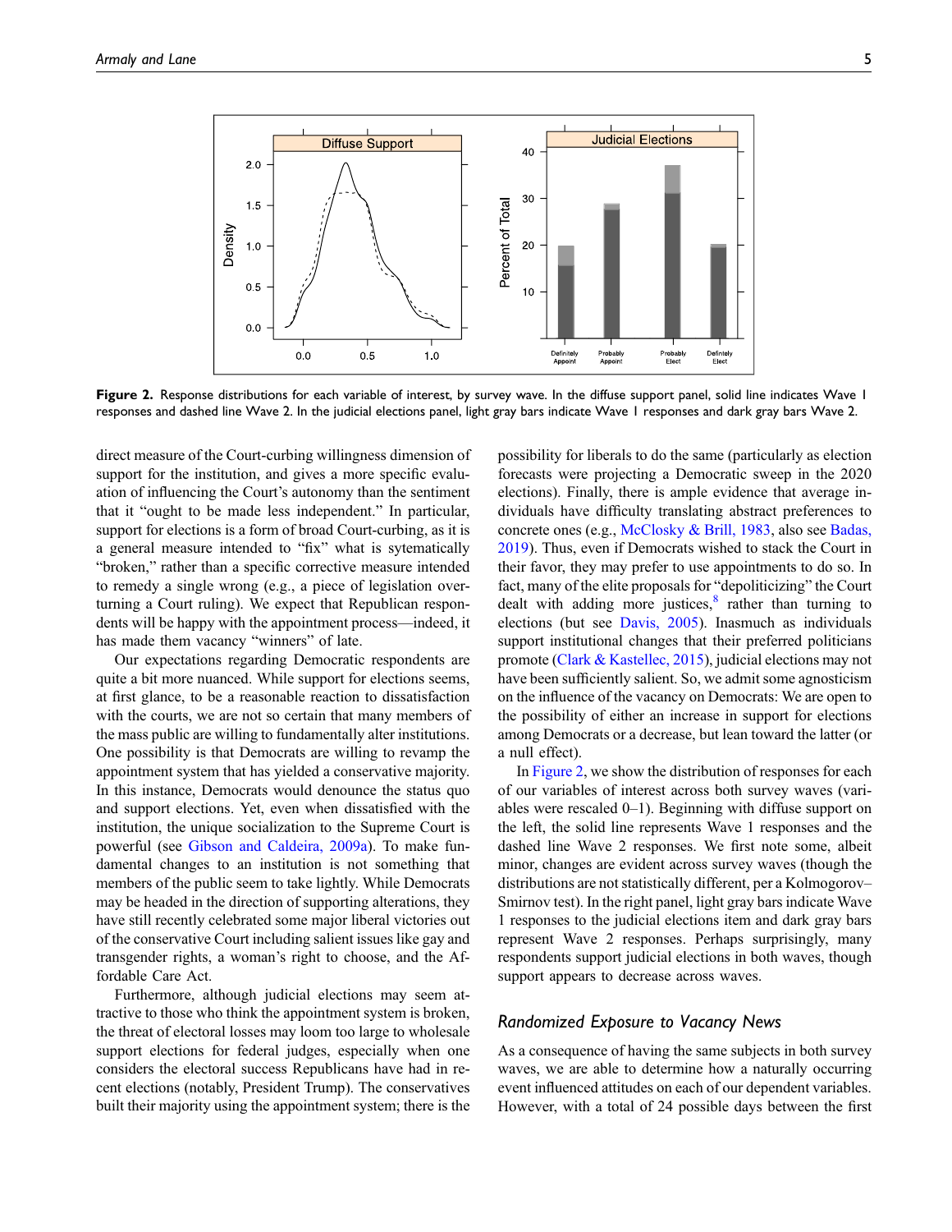**Figure 2.** Response distributions for each variable of interest, by survey wave. In the diffuse support panel, solid line indicates Wave 1 responses and dashed line Wave 2. In the judicial elections panel, light gray bars indicate Wave 1 responses and dark gray bars Wave 2.

direct measure of the Court-curbing willingness dimension of support for the institution, and gives a more specific evaluation of influencing the Court's autonomy than the sentiment that it "ought to be made less independent." In particular, support for elections is a form of broad Court-curbing, as it is a general measure intended to "fix" what is sytematically "broken," rather than a specific corrective measure intended to remedy a single wrong (e.g., a piece of legislation overturning a Court ruling). We expect that Republican respondents will be happy with the appointment process—indeed, it has made them vacancy "winners" of late.

Our expectations regarding Democratic respondents are quite a bit more nuanced. While support for elections seems, at first glance, to be a reasonable reaction to dissatisfaction with the courts, we are not so certain that many members of the mass public are willing to fundamentally alter institutions. One possibility is that Democrats are willing to revamp the appointment system that has yielded a conservative majority. In this instance, Democrats would denounce the status quo and support elections. Yet, even when dissatisfied with the institution, the unique socialization to the Supreme Court is powerful (see Gibson and Caldeira, 2009a). To make fundamental changes to an institution is not something that members of the public seem to take lightly. While Democrats may be headed in the direction of supporting alterations, they have still recently celebrated some major liberal victories out of the conservative Court including salient issues like gay and transgender rights, a woman's right to choose, and the Affordable Care Act.

Furthermore, although judicial elections may seem attractive to those who think the appointment system is broken, the threat of electoral losses may loom too large to wholesale support elections for federal judges, especially when one considers the electoral success Republicans have had in recent elections (notably, President Trump). The conservatives built their majority using the appointment system; there is the possibility for liberals to do the same (particularly as election forecasts were projecting a Democratic sweep in the 2020 elections). Finally, there is ample evidence that average individuals have difficulty translating abstract preferences to concrete ones (e.g., McClosky & Brill, 1983, also see Badas, 2019). Thus, even if Democrats wished to stack the Court in their favor, they may prefer to use appointments to do so. In fact, many of the elite proposals for "depoliticizing" the Court dealt with adding more justices,[8] rather than turning to elections (but see Davis, 2005). Inasmuch as individuals support institutional changes that their preferred politicians promote (Clark & Kastellec, 2015), judicial elections may not have been sufficiently salient. So, we admit some agnosticism on the influence of the vacancy on Democrats: We are open to the possibility of either an increase in support for elections among Democrats or a decrease, but lean toward the latter (or a null effect).

In Figure 2, we show the distribution of responses for each of our variables of interest across both survey waves (variables were rescaled 0–1). Beginning with diffuse support on the left, the solid line represents Wave 1 responses and the dashed line Wave 2 responses. We first note some, albeit minor, changes are evident across survey waves (though the distributions are not statistically different, per a Kolmogorov–Smirnov test). In the right panel, light gray bars indicate Wave 1 responses to the judicial elections item and dark gray bars represent Wave 2 responses. Perhaps surprisingly, many respondents support judicial elections in both waves, though support appears to decrease across waves.

### Randomized Exposure to Vacancy News

As a consequence of having the same subjects in both survey waves, we are able to determine how a naturally occurring event influenced attitudes on each of our dependent variables. However, with a total of 24 possible days between the first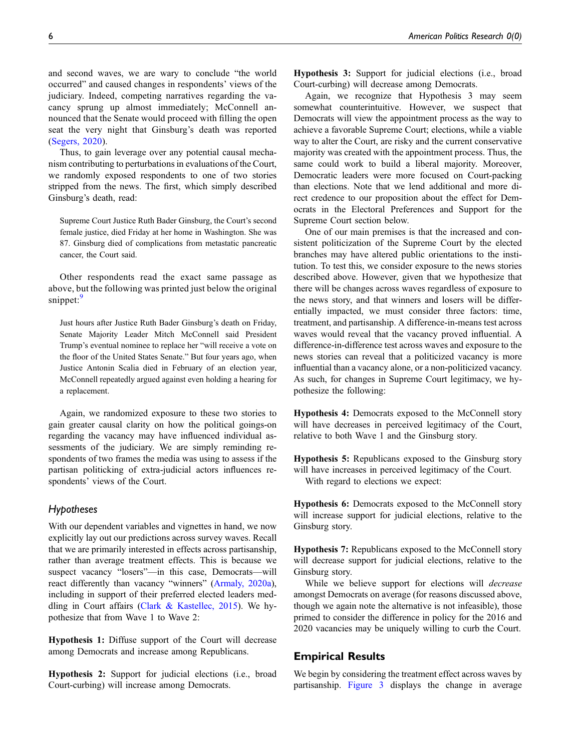and second waves, we are wary to conclude "the world occurred" and caused changes in respondents' views of the judiciary. Indeed, competing narratives regarding the vacancy sprung up almost immediately; McConnell announced that the Senate would proceed with filling the open seat the very night that Ginsburg's death was reported (Segers, 2020).

Thus, to gain leverage over any potential causal mechanism contributing to perturbations in evaluations of the Court, we randomly exposed respondents to one of two stories stripped from the news. The first, which simply described Ginsburg's death, read:

> Supreme Court Justice Ruth Bader Ginsburg, the Court's second female justice, died Friday at her home in Washington. She was 87. Ginsburg died of complications from metastatic pancreatic cancer, the Court said.

Other respondents read the exact same passage as above, but the following was printed just below the original snippet:[9]

> Just hours after Justice Ruth Bader Ginsburg's death on Friday, Senate Majority Leader Mitch McConnell said President Trump's eventual nominee to replace her "will receive a vote on the floor of the United States Senate." But four years ago, when Justice Antonin Scalia died in February of an election year, McConnell repeatedly argued against even holding a hearing for a replacement.

Again, we randomized exposure to these two stories to gain greater causal clarity on how the political goings-on regarding the vacancy may have influenced individual assessments of the judiciary. We are simply reminding respondents of two frames the media was using to assess if the partisan politicking of extra-judicial actors influences respondents' views of the Court.

### Hypotheses

With our dependent variables and vignettes in hand, we now explicitly lay out our predictions across survey waves. Recall that we are primarily interested in effects across partisanship, rather than average treatment effects. This is because we suspect vacancy "losers"—in this case, Democrats—will react differently than vacancy "winners" (Armaly, 2020a), including in support of their preferred elected leaders meddling in Court affairs (Clark & Kastellec, 2015). We hypothesize that from Wave 1 to Wave 2:

**Hypothesis 1:** Diffuse support of the Court will decrease among Democrats and increase among Republicans.

**Hypothesis 2:** Support for judicial elections (i.e., broad Court-curbing) will increase among Democrats.

**Hypothesis 3:** Support for judicial elections (i.e., broad Court-curbing) will decrease among Democrats.

Again, we recognize that Hypothesis 3 may seem somewhat counterintuitive. However, we suspect that Democrats will view the appointment process as the way to achieve a favorable Supreme Court; elections, while a viable way to alter the Court, are risky and the current conservative majority was created with the appointment process. Thus, the same could work to build a liberal majority. Moreover, Democratic leaders were more focused on Court-packing than elections. Note that we lend additional and more direct credence to our proposition about the effect for Democrats in the Electoral Preferences and Support for the Supreme Court section below.

One of our main premises is that the increased and consistent politicization of the Supreme Court by the elected branches may have altered public orientations to the institution. To test this, we consider exposure to the news stories described above. However, given that we hypothesize that there will be changes across waves regardless of exposure to the news story, and that winners and losers will be differentially impacted, we must consider three factors: time, treatment, and partisanship. A difference-in-means test across waves would reveal that the vacancy proved influential. A difference-in-difference test across waves and exposure to the news stories can reveal that a politicized vacancy is more influential than a vacancy alone, or a non-politicized vacancy. As such, for changes in Supreme Court legitimacy, we hypothesize the following:

**Hypothesis 4:** Democrats exposed to the McConnell story will have decreases in perceived legitimacy of the Court, relative to both Wave 1 and the Ginsburg story.

**Hypothesis 5:** Republicans exposed to the Ginsburg story will have increases in perceived legitimacy of the Court.

With regard to elections we expect:

**Hypothesis 6:** Democrats exposed to the McConnell story will increase support for judicial elections, relative to the Ginsburg story.

**Hypothesis 7:** Republicans exposed to the McConnell story will decrease support for judicial elections, relative to the Ginsburg story.

While we believe support for elections will *decrease* amongst Democrats on average (for reasons discussed above, though we again note the alternative is not infeasible), those primed to consider the difference in policy for the 2016 and 2020 vacancies may be uniquely willing to curb the Court.

## Empirical Results

We begin by considering the treatment effect across waves by partisanship. Figure 3 displays the change in average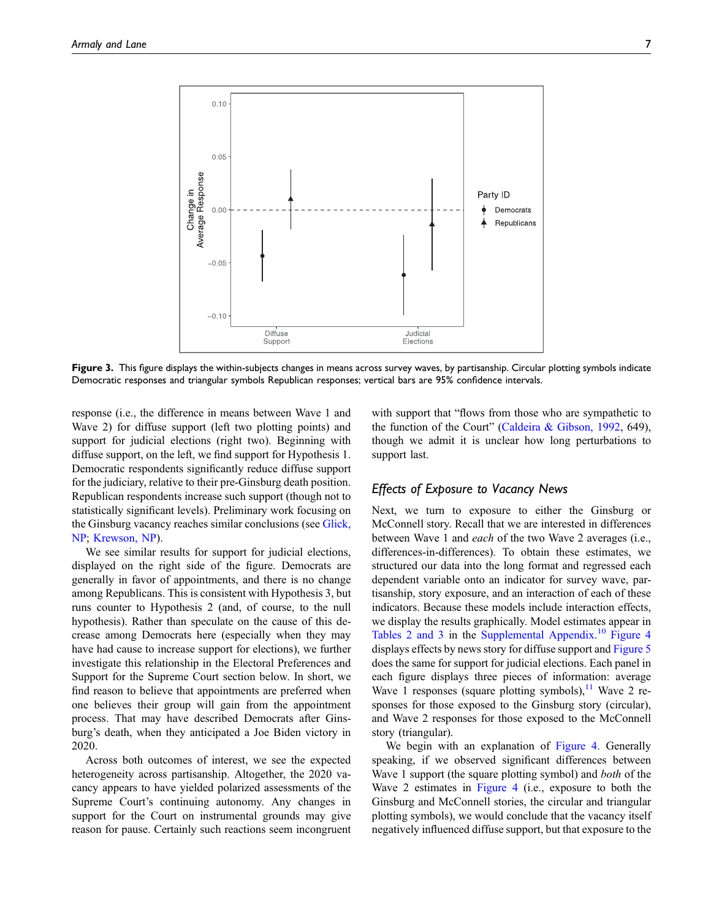**Figure 3.** This figure displays the within-subjects changes in means across survey waves, by partisanship. Circular plotting symbols indicate Democratic responses and triangular symbols Republican responses; vertical bars are 95% confidence intervals.

response (i.e., the difference in means between Wave 1 and Wave 2) for diffuse support (left two plotting points) and support for judicial elections (right two). Beginning with diffuse support, on the left, we find support for Hypothesis 1. Democratic respondents significantly reduce diffuse support for the judiciary, relative to their pre-Ginsburg death position. Republican respondents increase such support (though not to statistically significant levels). Preliminary work focusing on the Ginsburg vacancy reaches similar conclusions (see Glick, NP; Krewson, NP).

We see similar results for support for judicial elections, displayed on the right side of the figure. Democrats are generally in favor of appointments, and there is no change among Republicans. This is consistent with Hypothesis 3, but runs counter to Hypothesis 2 (and, of course, to the null hypothesis). Rather than speculate on the cause of this decrease among Democrats here (especially when they may have had cause to increase support for elections), we further investigate this relationship in the Electoral Preferences and Support for the Supreme Court section below. In short, we find reason to believe that appointments are preferred when one believes their group will gain from the appointment process. That may have described Democrats after Ginsburg's death, when they anticipated a Joe Biden victory in 2020.

Across both outcomes of interest, we see the expected heterogeneity across partisanship. Altogether, the 2020 vacancy appears to have yielded polarized assessments of the Supreme Court's continuing autonomy. Any changes in support for the Court on instrumental grounds may give reason for pause. Certainly such reactions seem incongruent with support that "flows from those who are sympathetic to the function of the Court" (Caldeira & Gibson, 1992, 649), though we admit it is unclear how long perturbations to support last.

## Effects of Exposure to Vacancy News

Next, we turn to exposure to either the Ginsburg or McConnell story. Recall that we are interested in differences between Wave 1 and *each* of the two Wave 2 averages (i.e., differences-in-differences). To obtain these estimates, we structured our data into the long format and regressed each dependent variable onto an indicator for survey wave, partisanship, story exposure, and an interaction of each of these indicators. Because these models include interaction effects, we display the results graphically. Model estimates appear in Tables 2 and 3 in the Supplemental Appendix.[10] Figure 4 displays effects by news story for diffuse support and Figure 5 does the same for support for judicial elections. Each panel in each figure displays three pieces of information: average Wave 1 responses (square plotting symbols),[11] Wave 2 responses for those exposed to the Ginsburg story (circular), and Wave 2 responses for those exposed to the McConnell story (triangular).

We begin with an explanation of Figure 4. Generally speaking, if we observed significant differences between Wave 1 support (the square plotting symbol) and *both* of the Wave 2 estimates in Figure 4 (i.e., exposure to both the Ginsburg and McConnell stories, the circular and triangular plotting symbols), we would conclude that the vacancy itself negatively influenced diffuse support, but that exposure to the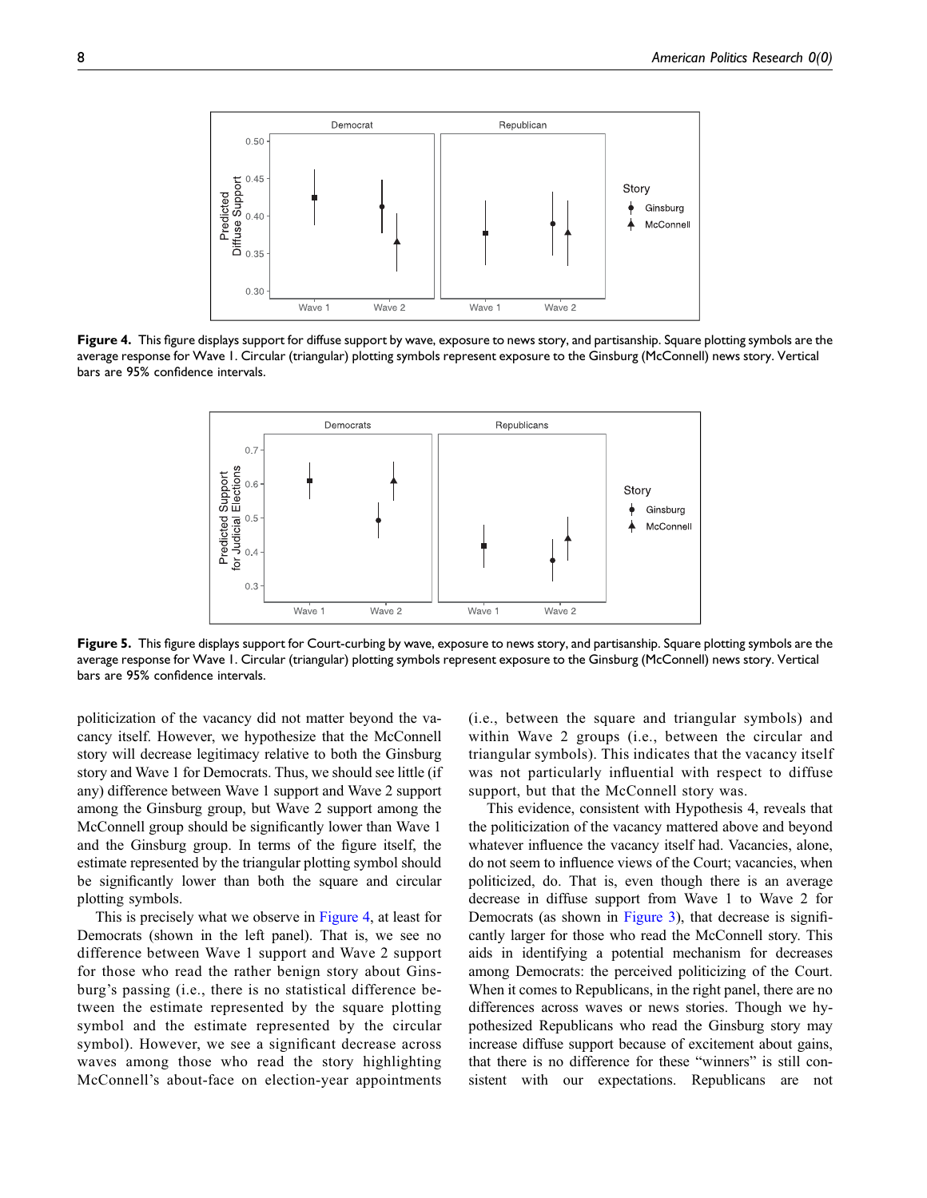**Figure 4.** This figure displays support for diffuse support by wave, exposure to news story, and partisanship. Square plotting symbols are the average response for Wave 1. Circular (triangular) plotting symbols represent exposure to the Ginsburg (McConnell) news story. Vertical bars are 95% confidence intervals.

**Figure 5.** This figure displays support for Court-curbing by wave, exposure to news story, and partisanship. Square plotting symbols are the average response for Wave 1. Circular (triangular) plotting symbols represent exposure to the Ginsburg (McConnell) news story. Vertical bars are 95% confidence intervals.

politicization of the vacancy did not matter beyond the vacancy itself. However, we hypothesize that the McConnell story will decrease legitimacy relative to both the Ginsburg story and Wave 1 for Democrats. Thus, we should see little (if any) difference between Wave 1 support and Wave 2 support among the Ginsburg group, but Wave 2 support among the McConnell group should be significantly lower than Wave 1 and the Ginsburg group. In terms of the figure itself, the estimate represented by the triangular plotting symbol should be significantly lower than both the square and circular plotting symbols.

This is precisely what we observe in Figure 4, at least for Democrats (shown in the left panel). That is, we see no difference between Wave 1 support and Wave 2 support for those who read the rather benign story about Ginsburg's passing (i.e., there is no statistical difference between the estimate represented by the square plotting symbol and the estimate represented by the circular symbol). However, we see a significant decrease across waves among those who read the story highlighting McConnell's about-face on election-year appointments (i.e., between the square and triangular symbols) and within Wave 2 groups (i.e., between the circular and triangular symbols). This indicates that the vacancy itself was not particularly influential with respect to diffuse support, but that the McConnell story was.

This evidence, consistent with Hypothesis 4, reveals that the politicization of the vacancy mattered above and beyond whatever influence the vacancy itself had. Vacancies, alone, do not seem to influence views of the Court; vacancies, when politicized, do. That is, even though there is an average decrease in diffuse support from Wave 1 to Wave 2 for Democrats (as shown in Figure 3), that decrease is significantly larger for those who read the McConnell story. This aids in identifying a potential mechanism for decreases among Democrats: the perceived politicizing of the Court. When it comes to Republicans, in the right panel, there are no differences across waves or news stories. Though we hypothesized Republicans who read the Ginsburg story may increase diffuse support because of excitement about gains, that there is no difference for these "winners" is still consistent with our expectations. Republicans are not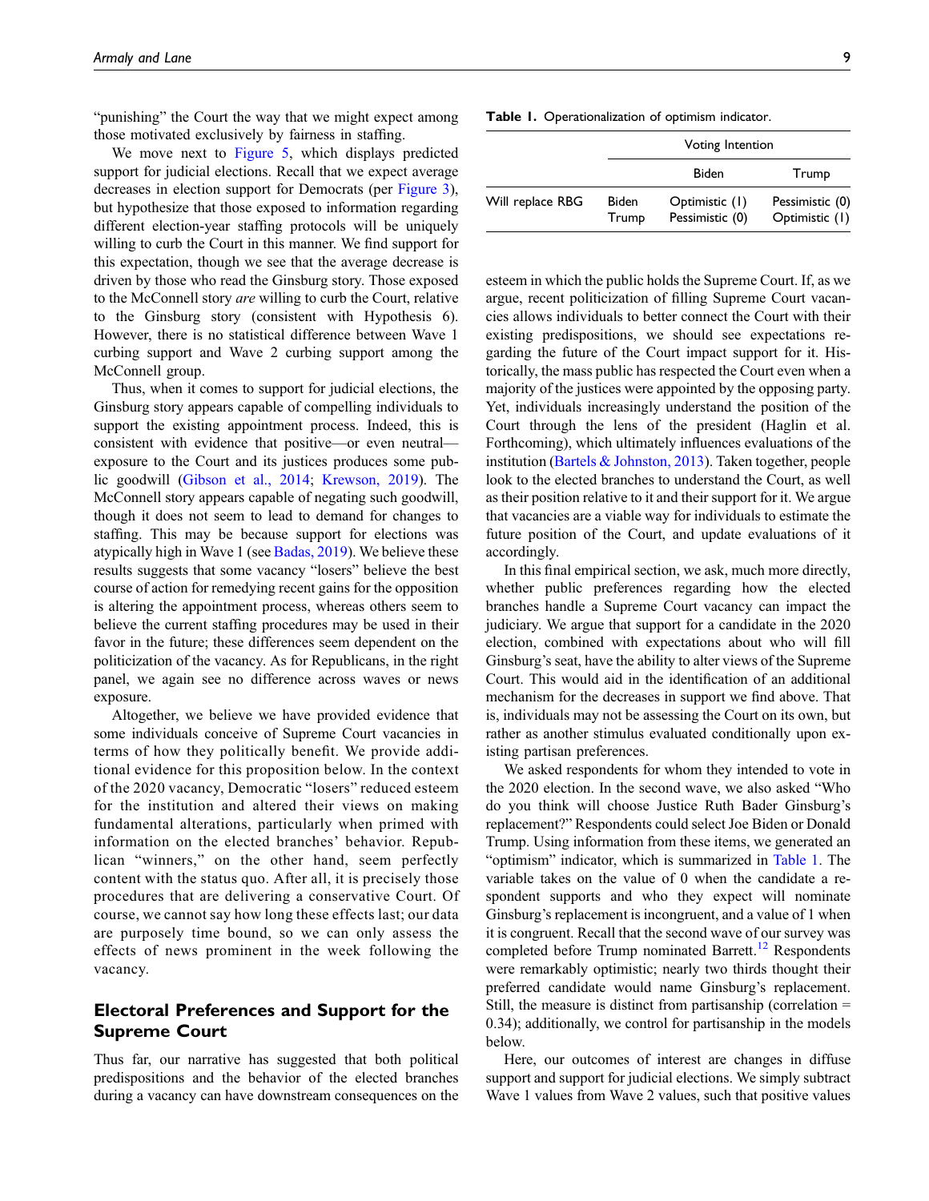"punishing" the Court the way that we might expect among those motivated exclusively by fairness in staffing.

We move next to Figure 5, which displays predicted support for judicial elections. Recall that we expect average decreases in election support for Democrats (per Figure 3), but hypothesize that those exposed to information regarding different election-year staffing protocols will be uniquely willing to curb the Court in this manner. We find support for this expectation, though we see that the average decrease is driven by those who read the Ginsburg story. Those exposed to the McConnell story *are* willing to curb the Court, relative to the Ginsburg story (consistent with Hypothesis 6). However, there is no statistical difference between Wave 1 curbing support and Wave 2 curbing support among the McConnell group.

Thus, when it comes to support for judicial elections, the Ginsburg story appears capable of compelling individuals to support the existing appointment process. Indeed, this is consistent with evidence that positive—or even neutral—exposure to the Court and its justices produces some public goodwill (Gibson et al., 2014; Krewson, 2019). The McConnell story appears capable of negating such goodwill, though it does not seem to lead to demand for changes to staffing. This may be because support for elections was atypically high in Wave 1 (see Badas, 2019). We believe these results suggests that some vacancy "losers" believe the best course of action for remedying recent gains for the opposition is altering the appointment process, whereas others seem to believe the current staffing procedures may be used in their favor in the future; these differences seem dependent on the politicization of the vacancy. As for Republicans, in the right panel, we again see no difference across waves or news exposure.

Altogether, we believe we have provided evidence that some individuals conceive of Supreme Court vacancies in terms of how they politically benefit. We provide additional evidence for this proposition below. In the context of the 2020 vacancy, Democratic "losers" reduced esteem for the institution and altered their views on making fundamental alterations, particularly when primed with information on the elected branches' behavior. Republican "winners," on the other hand, seem perfectly content with the status quo. After all, it is precisely those procedures that are delivering a conservative Court. Of course, we cannot say how long these effects last; our data are purposely time bound, so we can only assess the effects of news prominent in the week following the vacancy.

## Electoral Preferences and Support for the Supreme Court

Thus far, our narrative has suggested that both political predispositions and the behavior of the elected branches during a vacancy can have downstream consequences on the esteem in which the public holds the Supreme Court. If, as we argue, recent politicization of filling Supreme Court vacancies allows individuals to better connect the Court with their existing predispositions, we should see expectations regarding the future of the Court impact support for it. Historically, the mass public has respected the Court even when a majority of the justices were appointed by the opposing party. Yet, individuals increasingly understand the position of the Court through the lens of the president (Haglin et al. Forthcoming), which ultimately influences evaluations of the institution (Bartels & Johnston, 2013). Taken together, people look to the elected branches to understand the Court, as well as their position relative to it and their support for it. We argue that vacancies are a viable way for individuals to estimate the future position of the Court, and update evaluations of it accordingly.

In this final empirical section, we ask, much more directly, whether public preferences regarding how the elected branches handle a Supreme Court vacancy can impact the judiciary. We argue that support for a candidate in the 2020 election, combined with expectations about who will fill Ginsburg's seat, have the ability to alter views of the Supreme Court. This would aid in the identification of an additional mechanism for the decreases in support we find above. That is, individuals may not be assessing the Court on its own, but rather as another stimulus evaluated conditionally upon existing partisan preferences.

We asked respondents for whom they intended to vote in the 2020 election. In the second wave, we also asked "Who do you think will choose Justice Ruth Bader Ginsburg's replacement?" Respondents could select Joe Biden or Donald Trump. Using information from these items, we generated an "optimism" indicator, which is summarized in Table 1. The variable takes on the value of 0 when the candidate a respondent supports and who they expect will nominate Ginsburg's replacement is incongruent, and a value of 1 when it is congruent. Recall that the second wave of our survey was completed before Trump nominated Barrett.[12] Respondents were remarkably optimistic; nearly two thirds thought their preferred candidate would name Ginsburg's replacement. Still, the measure is distinct from partisanship (correlation = 0.34); additionally, we control for partisanship in the models below.

Here, our outcomes of interest are changes in diffuse support and support for judicial elections. We simply subtract Wave 1 values from Wave 2 values, such that positive values

**Table 1.** Operationalization of optimism indicator.

| | | Voting Intention | |
|---|---|---|---|
| | | Biden | Trump |
| Will replace RBG | Biden | Optimistic (1) | Pessimistic (0) |
| | Trump | Pessimistic (0) | Optimistic (1) |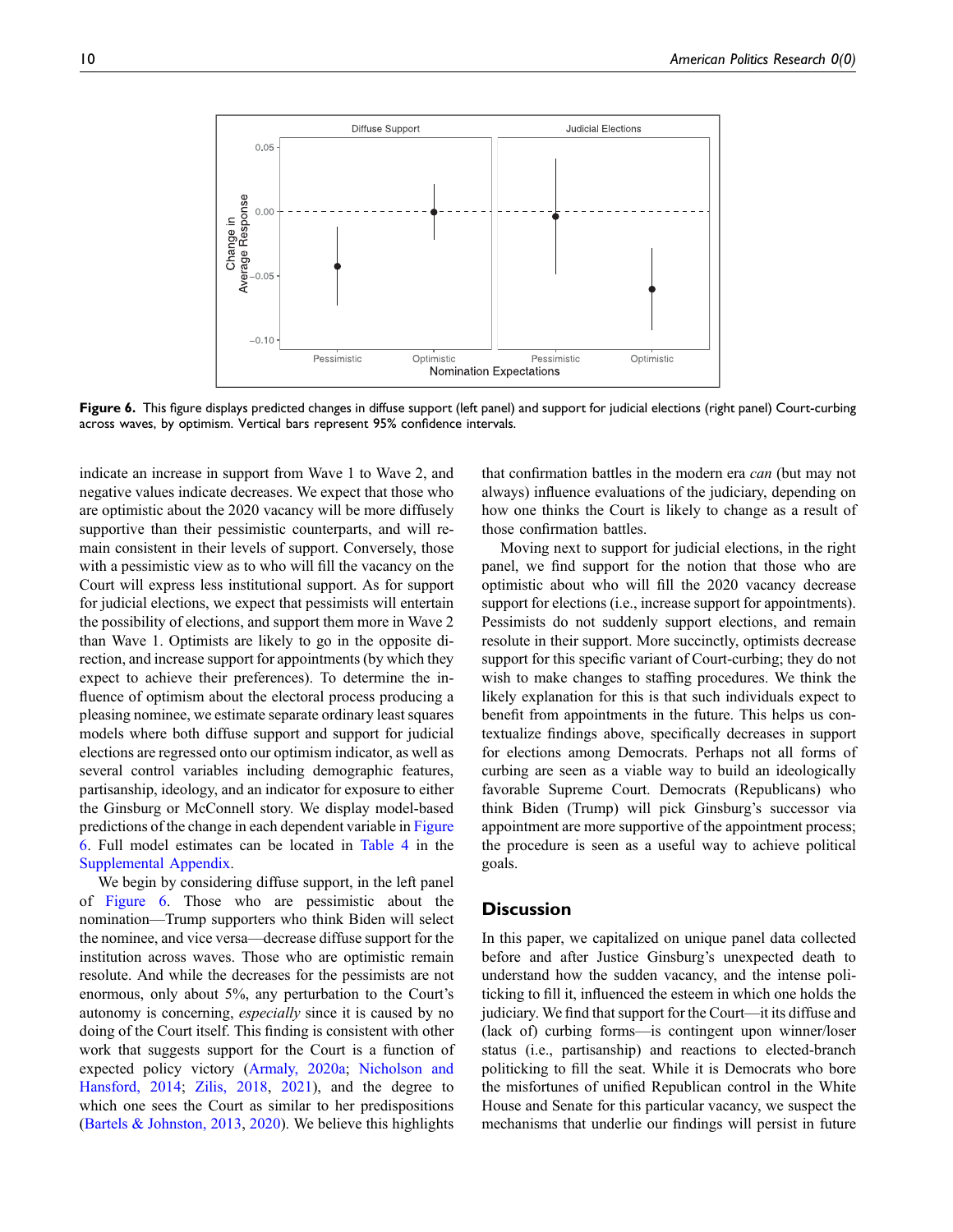**Figure 6.** This figure displays predicted changes in diffuse support (left panel) and support for judicial elections (right panel) Court-curbing across waves, by optimism. Vertical bars represent 95% confidence intervals.

indicate an increase in support from Wave 1 to Wave 2, and negative values indicate decreases. We expect that those who are optimistic about the 2020 vacancy will be more diffusely supportive than their pessimistic counterparts, and will remain consistent in their levels of support. Conversely, those with a pessimistic view as to who will fill the vacancy on the Court will express less institutional support. As for support for judicial elections, we expect that pessimists will entertain the possibility of elections, and support them more in Wave 2 than Wave 1. Optimists are likely to go in the opposite direction, and increase support for appointments (by which they expect to achieve their preferences). To determine the influence of optimism about the electoral process producing a pleasing nominee, we estimate separate ordinary least squares models where both diffuse support and support for judicial elections are regressed onto our optimism indicator, as well as several control variables including demographic features, partisanship, ideology, and an indicator for exposure to either the Ginsburg or McConnell story. We display model-based predictions of the change in each dependent variable in Figure 6. Full model estimates can be located in Table 4 in the Supplemental Appendix.

We begin by considering diffuse support, in the left panel of Figure 6. Those who are pessimistic about the nomination—Trump supporters who think Biden will select the nominee, and vice versa—decrease diffuse support for the institution across waves. Those who are optimistic remain resolute. And while the decreases for the pessimists are not enormous, only about 5%, any perturbation to the Court's autonomy is concerning, *especially* since it is caused by no doing of the Court itself. This finding is consistent with other work that suggests support for the Court is a function of expected policy victory (Armaly, 2020a; Nicholson and Hansford, 2014; Zilis, 2018, 2021), and the degree to which one sees the Court as similar to her predispositions (Bartels & Johnston, 2013, 2020). We believe this highlights that confirmation battles in the modern era *can* (but may not always) influence evaluations of the judiciary, depending on how one thinks the Court is likely to change as a result of those confirmation battles.

Moving next to support for judicial elections, in the right panel, we find support for the notion that those who are optimistic about who will fill the 2020 vacancy decrease support for elections (i.e., increase support for appointments). Pessimists do not suddenly support elections, and remain resolute in their support. More succinctly, optimists decrease support for this specific variant of Court-curbing; they do not wish to make changes to staffing procedures. We think the likely explanation for this is that such individuals expect to benefit from appointments in the future. This helps us contextualize findings above, specifically decreases in support for elections among Democrats. Perhaps not all forms of curbing are seen as a viable way to build an ideologically favorable Supreme Court. Democrats (Republicans) who think Biden (Trump) will pick Ginsburg's successor via appointment are more supportive of the appointment process; the procedure is seen as a useful way to achieve political goals.

## Discussion

In this paper, we capitalized on unique panel data collected before and after Justice Ginsburg's unexpected death to understand how the sudden vacancy, and the intense politicking to fill it, influenced the esteem in which one holds the judiciary. We find that support for the Court—it its diffuse and (lack of) curbing forms—is contingent upon winner/loser status (i.e., partisanship) and reactions to elected-branch politicking to fill the seat. While it is Democrats who bore the misfortunes of unified Republican control in the White House and Senate for this particular vacancy, we suspect the mechanisms that underlie our findings will persist in future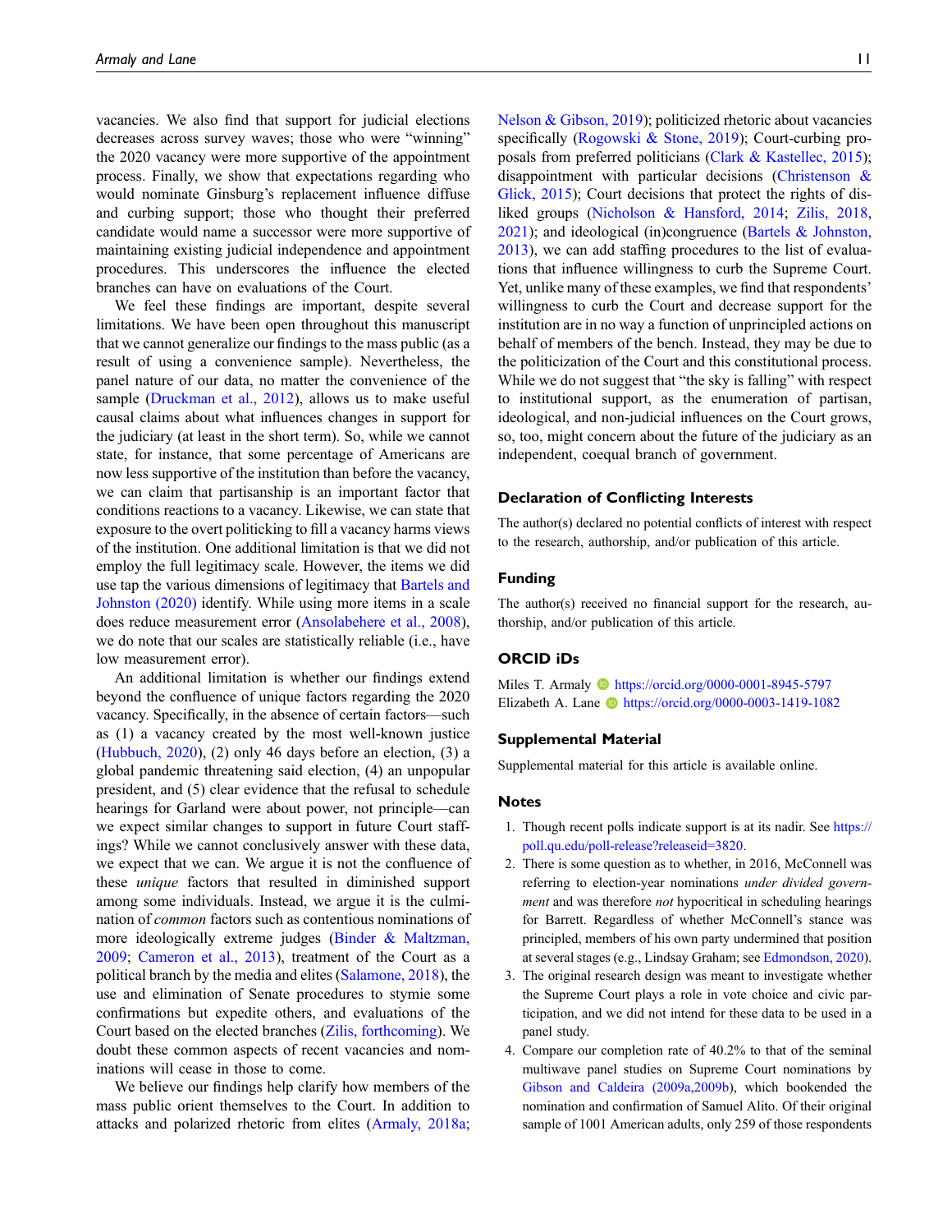vacancies. We also find that support for judicial elections decreases across survey waves; those who were "winning" the 2020 vacancy were more supportive of the appointment process. Finally, we show that expectations regarding who would nominate Ginsburg's replacement influence diffuse and curbing support; those who thought their preferred candidate would name a successor were more supportive of maintaining existing judicial independence and appointment procedures. This underscores the influence the elected branches can have on evaluations of the Court.

We feel these findings are important, despite several limitations. We have been open throughout this manuscript that we cannot generalize our findings to the mass public (as a result of using a convenience sample). Nevertheless, the panel nature of our data, no matter the convenience of the sample (Druckman et al., 2012), allows us to make useful causal claims about what influences changes in support for the judiciary (at least in the short term). So, while we cannot state, for instance, that some percentage of Americans are now less supportive of the institution than before the vacancy, we can claim that partisanship is an important factor that conditions reactions to a vacancy. Likewise, we can state that exposure to the overt politicking to fill a vacancy harms views of the institution. One additional limitation is that we did not employ the full legitimacy scale. However, the items we did use tap the various dimensions of legitimacy that Bartels and Johnston (2020) identify. While using more items in a scale does reduce measurement error (Ansolabehere et al., 2008), we do note that our scales are statistically reliable (i.e., have low measurement error).

An additional limitation is whether our findings extend beyond the confluence of unique factors regarding the 2020 vacancy. Specifically, in the absence of certain factors—such as (1) a vacancy created by the most well-known justice (Hubbuch, 2020), (2) only 46 days before an election, (3) a global pandemic threatening said election, (4) an unpopular president, and (5) clear evidence that the refusal to schedule hearings for Garland were about power, not principle—can we expect similar changes to support in future Court staffings? While we cannot conclusively answer with these data, we expect that we can. We argue it is not the confluence of these *unique* factors that resulted in diminished support among some individuals. Instead, we argue it is the culmination of *common* factors such as contentious nominations of more ideologically extreme judges (Binder & Maltzman, 2009; Cameron et al., 2013), treatment of the Court as a political branch by the media and elites (Salamone, 2018), the use and elimination of Senate procedures to stymie some confirmations but expedite others, and evaluations of the Court based on the elected branches (Zilis, forthcoming). We doubt these common aspects of recent vacancies and nominations will cease in those to come.

We believe our findings help clarify how members of the mass public orient themselves to the Court. In addition to attacks and polarized rhetoric from elites (Armaly, 2018a; Nelson & Gibson, 2019); politicized rhetoric about vacancies specifically (Rogowski & Stone, 2019); Court-curbing proposals from preferred politicians (Clark & Kastellec, 2015); disappointment with particular decisions (Christenson & Glick, 2015); Court decisions that protect the rights of disliked groups (Nicholson & Hansford, 2014; Zilis, 2018, 2021); and ideological (in)congruence (Bartels & Johnston, 2013), we can add staffing procedures to the list of evaluations that influence willingness to curb the Supreme Court. Yet, unlike many of these examples, we find that respondents' willingness to curb the Court and decrease support for the institution are in no way a function of unprincipled actions on behalf of members of the bench. Instead, they may be due to the politicization of the Court and this constitutional process. While we do not suggest that "the sky is falling" with respect to institutional support, as the enumeration of partisan, ideological, and non-judicial influences on the Court grows, so, too, might concern about the future of the judiciary as an independent, coequal branch of government.

## Declaration of Conflicting Interests

The author(s) declared no potential conflicts of interest with respect to the research, authorship, and/or publication of this article.

## Funding

The author(s) received no financial support for the research, authorship, and/or publication of this article.

## ORCID iDs

Miles T. Armaly https://orcid.org/0000-0001-8945-5797
Elizabeth A. Lane https://orcid.org/0000-0003-1419-1082

## Supplemental Material

Supplemental material for this article is available online.

## Notes

1. Though recent polls indicate support is at its nadir. See https://poll.qu.edu/poll-release?releaseid=3820.
2. There is some question as to whether, in 2016, McConnell was referring to election-year nominations *under divided government* and was therefore *not* hypocritical in scheduling hearings for Barrett. Regardless of whether McConnell's stance was principled, members of his own party undermined that position at several stages (e.g., Lindsay Graham; see Edmondson, 2020).
3. The original research design was meant to investigate whether the Supreme Court plays a role in vote choice and civic participation, and we did not intend for these data to be used in a panel study.
4. Compare our completion rate of 40.2% to that of the seminal multiwave panel studies on Supreme Court nominations by Gibson and Caldeira (2009a,2009b), which bookended the nomination and confirmation of Samuel Alito. Of their original sample of 1001 American adults, only 259 of those respondents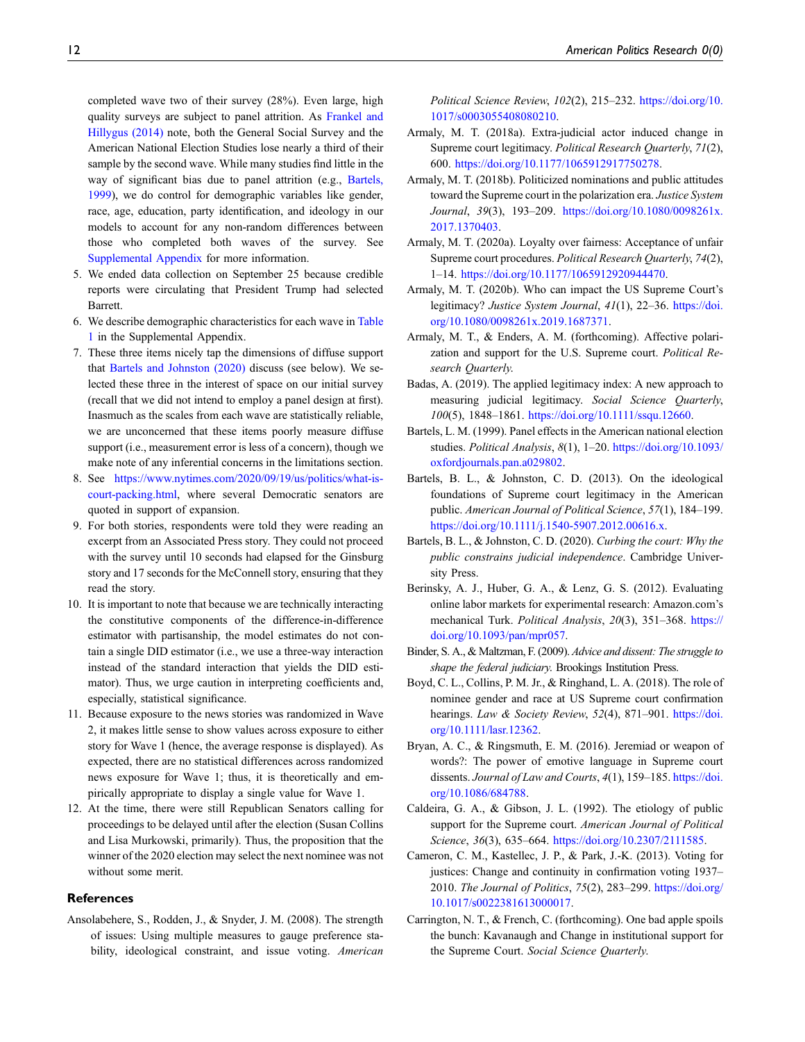completed wave two of their survey (28%). Even large, high quality surveys are subject to panel attrition. As Frankel and Hillygus (2014) note, both the General Social Survey and the American National Election Studies lose nearly a third of their sample by the second wave. While many studies find little in the way of significant bias due to panel attrition (e.g., Bartels, 1999), we do control for demographic variables like gender, race, age, education, party identification, and ideology in our models to account for any non-random differences between those who completed both waves of the survey. See Supplemental Appendix for more information.

5. We ended data collection on September 25 because credible reports were circulating that President Trump had selected Barrett.
6. We describe demographic characteristics for each wave in Table 1 in the Supplemental Appendix.
7. These three items nicely tap the dimensions of diffuse support that Bartels and Johnston (2020) discuss (see below). We selected these three in the interest of space on our initial survey (recall that we did not intend to employ a panel design at first). Inasmuch as the scales from each wave are statistically reliable, we are unconcerned that these items poorly measure diffuse support (i.e., measurement error is less of a concern), though we make note of any inferential concerns in the limitations section.
8. See https://www.nytimes.com/2020/09/19/us/politics/what-is-court-packing.html, where several Democratic senators are quoted in support of expansion.
9. For both stories, respondents were told they were reading an excerpt from an Associated Press story. They could not proceed with the survey until 10 seconds had elapsed for the Ginsburg story and 17 seconds for the McConnell story, ensuring that they read the story.
10. It is important to note that because we are technically interacting the constitutive components of the difference-in-difference estimator with partisanship, the model estimates do not contain a single DID estimator (i.e., we use a three-way interaction instead of the standard interaction that yields the DID estimator). Thus, we urge caution in interpreting coefficients and, especially, statistical significance.
11. Because exposure to the news stories was randomized in Wave 2, it makes little sense to show values across exposure to either story for Wave 1 (hence, the average response is displayed). As expected, there are no statistical differences across randomized news exposure for Wave 1; thus, it is theoretically and empirically appropriate to display a single value for Wave 1.
12. At the time, there were still Republican Senators calling for proceedings to be delayed until after the election (Susan Collins and Lisa Murkowski, primarily). Thus, the proposition that the winner of the 2020 election may select the next nominee was not without some merit.

## References

Ansolabehere, S., Rodden, J., & Snyder, J. M. (2008). The strength of issues: Using multiple measures to gauge preference stability, ideological constraint, and issue voting. *American Political Science Review*, *102*(2), 215–232. https://doi.org/10.1017/s0003055408080210.

Armaly, M. T. (2018a). Extra-judicial actor induced change in Supreme court legitimacy. *Political Research Quarterly*, *71*(2), 600. https://doi.org/10.1177/1065912917750278.

Armaly, M. T. (2018b). Politicized nominations and public attitudes toward the Supreme court in the polarization era. *Justice System Journal*, *39*(3), 193–209. https://doi.org/10.1080/0098261x.2017.1370403.

Armaly, M. T. (2020a). Loyalty over fairness: Acceptance of unfair Supreme court procedures. *Political Research Quarterly*, *74*(2), 1–14. https://doi.org/10.1177/1065912920944470.

Armaly, M. T. (2020b). Who can impact the US Supreme Court's legitimacy? *Justice System Journal*, *41*(1), 22–36. https://doi.org/10.1080/0098261x.2019.1687371.

Armaly, M. T., & Enders, A. M. (forthcoming). Affective polarization and support for the U.S. Supreme court. *Political Research Quarterly.*

Badas, A. (2019). The applied legitimacy index: A new approach to measuring judicial legitimacy. *Social Science Quarterly*, *100*(5), 1848–1861. https://doi.org/10.1111/ssqu.12660.

Bartels, L. M. (1999). Panel effects in the American national election studies. *Political Analysis*, *8*(1), 1–20. https://doi.org/10.1093/oxfordjournals.pan.a029802.

Bartels, B. L., & Johnston, C. D. (2013). On the ideological foundations of Supreme court legitimacy in the American public. *American Journal of Political Science*, *57*(1), 184–199. https://doi.org/10.1111/j.1540-5907.2012.00616.x.

Bartels, B. L., & Johnston, C. D. (2020). *Curbing the court: Why the public constrains judicial independence*. Cambridge University Press.

Berinsky, A. J., Huber, G. A., & Lenz, G. S. (2012). Evaluating online labor markets for experimental research: Amazon.com's mechanical Turk. *Political Analysis*, *20*(3), 351–368. https://doi.org/10.1093/pan/mpr057.

Binder, S. A., & Maltzman, F. (2009). *Advice and dissent: The struggle to shape the federal judiciary.* Brookings Institution Press.

Boyd, C. L., Collins, P. M. Jr., & Ringhand, L. A. (2018). The role of nominee gender and race at US Supreme court confirmation hearings. *Law & Society Review*, *52*(4), 871–901. https://doi.org/10.1111/lasr.12362.

Bryan, A. C., & Ringsmuth, E. M. (2016). Jeremiad or weapon of words?: The power of emotive language in Supreme court dissents. *Journal of Law and Courts*, *4*(1), 159–185. https://doi.org/10.1086/684788.

Caldeira, G. A., & Gibson, J. L. (1992). The etiology of public support for the Supreme court. *American Journal of Political Science*, *36*(3), 635–664. https://doi.org/10.2307/2111585.

Cameron, C. M., Kastellec, J. P., & Park, J.-K. (2013). Voting for justices: Change and continuity in confirmation voting 1937–2010. *The Journal of Politics*, *75*(2), 283–299. https://doi.org/10.1017/s0022381613000017.

Carrington, N. T., & French, C. (forthcoming). One bad apple spoils the bunch: Kavanaugh and Change in institutional support for the Supreme Court. *Social Science Quarterly.*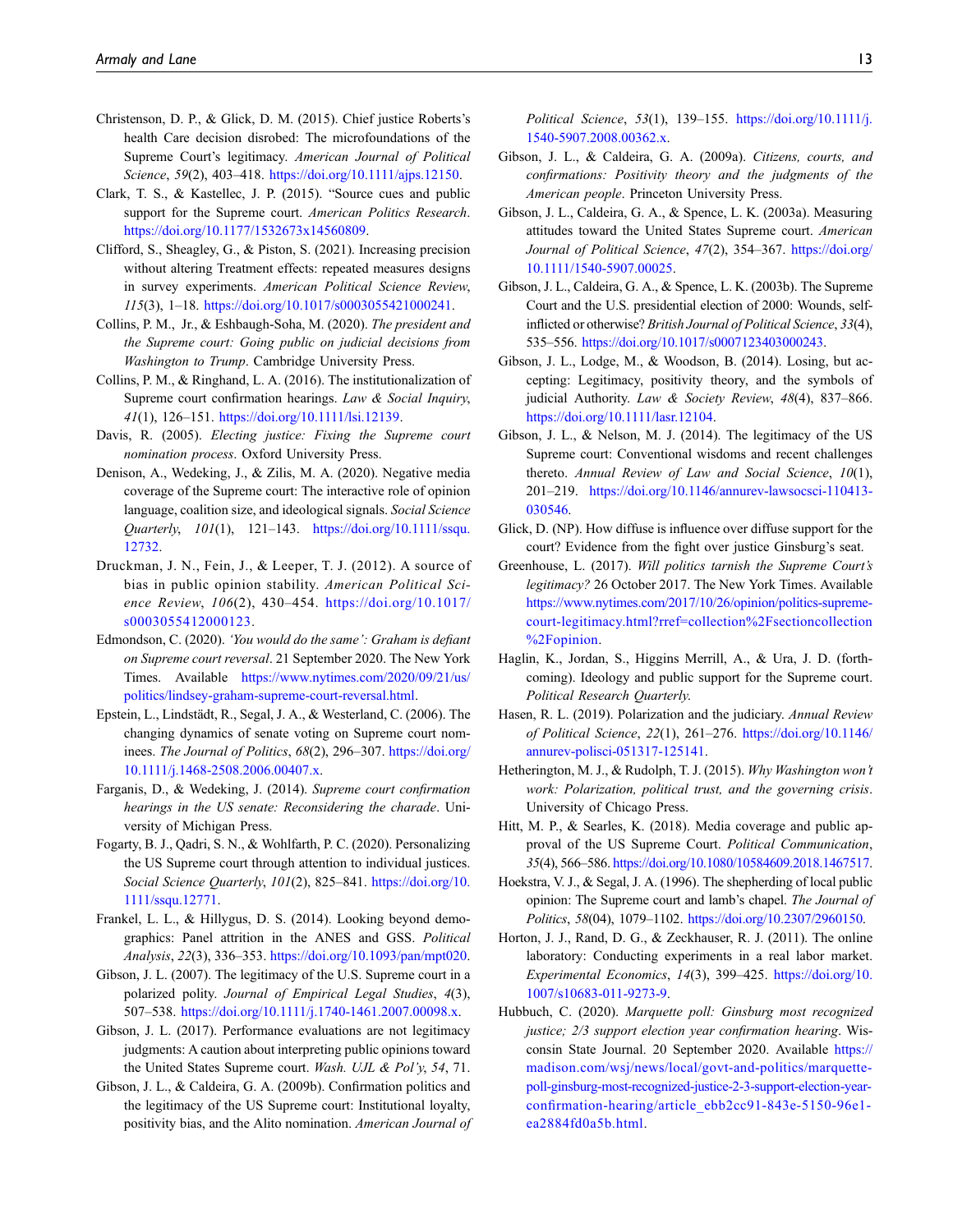Christenson, D. P., & Glick, D. M. (2015). Chief justice Roberts's health Care decision disrobed: The microfoundations of the Supreme Court's legitimacy. *American Journal of Political Science*, *59*(2), 403–418. https://doi.org/10.1111/ajps.12150.

Clark, T. S., & Kastellec, J. P. (2015). "Source cues and public support for the Supreme court. *American Politics Research*. https://doi.org/10.1177/1532673x14560809.

Clifford, S., Sheagley, G., & Piston, S. (2021). Increasing precision without altering Treatment effects: repeated measures designs in survey experiments. *American Political Science Review*, *115*(3), 1–18. https://doi.org/10.1017/s0003055421000241.

Collins, P. M., Jr., & Eshbaugh-Soha, M. (2020). *The president and the Supreme court: Going public on judicial decisions from Washington to Trump*. Cambridge University Press.

Collins, P. M., & Ringhand, L. A. (2016). The institutionalization of Supreme court confirmation hearings. *Law & Social Inquiry*, *41*(1), 126–151. https://doi.org/10.1111/lsi.12139.

Davis, R. (2005). *Electing justice: Fixing the Supreme court nomination process*. Oxford University Press.

Denison, A., Wedeking, J., & Zilis, M. A. (2020). Negative media coverage of the Supreme court: The interactive role of opinion language, coalition size, and ideological signals. *Social Science Quarterly*, *101*(1), 121–143. https://doi.org/10.1111/ssqu.12732.

Druckman, J. N., Fein, J., & Leeper, T. J. (2012). A source of bias in public opinion stability. *American Political Science Review*, *106*(2), 430–454. https://doi.org/10.1017/s0003055412000123.

Edmondson, C. (2020). *'You would do the same': Graham is defiant on Supreme court reversal*. 21 September 2020. The New York Times. Available https://www.nytimes.com/2020/09/21/us/politics/lindsey-graham-supreme-court-reversal.html.

Epstein, L., Lindstädt, R., Segal, J. A., & Westerland, C. (2006). The changing dynamics of senate voting on Supreme court nominees. *The Journal of Politics*, *68*(2), 296–307. https://doi.org/10.1111/j.1468-2508.2006.00407.x.

Farganis, D., & Wedeking, J. (2014). *Supreme court confirmation hearings in the US senate: Reconsidering the charade*. University of Michigan Press.

Fogarty, B. J., Qadri, S. N., & Wohlfarth, P. C. (2020). Personalizing the US Supreme court through attention to individual justices. *Social Science Quarterly*, *101*(2), 825–841. https://doi.org/10.1111/ssqu.12771.

Frankel, L. L., & Hillygus, D. S. (2014). Looking beyond demographics: Panel attrition in the ANES and GSS. *Political Analysis*, *22*(3), 336–353. https://doi.org/10.1093/pan/mpt020.

Gibson, J. L. (2007). The legitimacy of the U.S. Supreme court in a polarized polity. *Journal of Empirical Legal Studies*, *4*(3), 507–538. https://doi.org/10.1111/j.1740-1461.2007.00098.x.

Gibson, J. L. (2017). Performance evaluations are not legitimacy judgments: A caution about interpreting public opinions toward the United States Supreme court. *Wash. UJL & Pol'y*, *54*, 71.

Gibson, J. L., & Caldeira, G. A. (2009b). Confirmation politics and the legitimacy of the US Supreme court: Institutional loyalty, positivity bias, and the Alito nomination. *American Journal of Political Science*, *53*(1), 139–155. https://doi.org/10.1111/j.1540-5907.2008.00362.x.

Gibson, J. L., & Caldeira, G. A. (2009a). *Citizens, courts, and confirmations: Positivity theory and the judgments of the American people*. Princeton University Press.

Gibson, J. L., Caldeira, G. A., & Spence, L. K. (2003a). Measuring attitudes toward the United States Supreme court. *American Journal of Political Science*, *47*(2), 354–367. https://doi.org/10.1111/1540-5907.00025.

Gibson, J. L., Caldeira, G. A., & Spence, L. K. (2003b). The Supreme Court and the U.S. presidential election of 2000: Wounds, self-inflicted or otherwise? *British Journal of Political Science*, *33*(4), 535–556. https://doi.org/10.1017/s0007123403000243.

Gibson, J. L., Lodge, M., & Woodson, B. (2014). Losing, but accepting: Legitimacy, positivity theory, and the symbols of judicial Authority. *Law & Society Review*, *48*(4), 837–866. https://doi.org/10.1111/lasr.12104.

Gibson, J. L., & Nelson, M. J. (2014). The legitimacy of the US Supreme court: Conventional wisdoms and recent challenges thereto. *Annual Review of Law and Social Science*, *10*(1), 201–219. https://doi.org/10.1146/annurev-lawsocsci-110413-030546.

Glick, D. (NP). How diffuse is influence over diffuse support for the court? Evidence from the fight over justice Ginsburg's seat.

Greenhouse, L. (2017). *Will politics tarnish the Supreme Court's legitimacy?* 26 October 2017. The New York Times. Available https://www.nytimes.com/2017/10/26/opinion/politics-supreme-court-legitimacy.html?rref=collection%2Fsectioncollection%2Fopinion.

Haglin, K., Jordan, S., Higgins Merrill, A., & Ura, J. D. (forthcoming). Ideology and public support for the Supreme court. *Political Research Quarterly.*

Hasen, R. L. (2019). Polarization and the judiciary. *Annual Review of Political Science*, *22*(1), 261–276. https://doi.org/10.1146/annurev-polisci-051317-125141.

Hetherington, M. J., & Rudolph, T. J. (2015). *Why Washington won't work: Polarization, political trust, and the governing crisis*. University of Chicago Press.

Hitt, M. P., & Searles, K. (2018). Media coverage and public approval of the US Supreme Court. *Political Communication*, *35*(4), 566–586. https://doi.org/10.1080/10584609.2018.1467517.

Hoekstra, V. J., & Segal, J. A. (1996). The shepherding of local public opinion: The Supreme court and lamb's chapel. *The Journal of Politics*, *58*(04), 1079–1102. https://doi.org/10.2307/2960150.

Horton, J. J., Rand, D. G., & Zeckhauser, R. J. (2011). The online laboratory: Conducting experiments in a real labor market. *Experimental Economics*, *14*(3), 399–425. https://doi.org/10.1007/s10683-011-9273-9.

Hubbuch, C. (2020). *Marquette poll: Ginsburg most recognized justice; 2/3 support election year confirmation hearing*. Wisconsin State Journal. 20 September 2020. Available https://madison.com/wsj/news/local/govt-and-politics/marquette-poll-ginsburg-most-recognized-justice-2-3-support-election-year-confirmation-hearing/article_ebb2cc91-843e-5150-96e1-ea2884fd0a5b.html.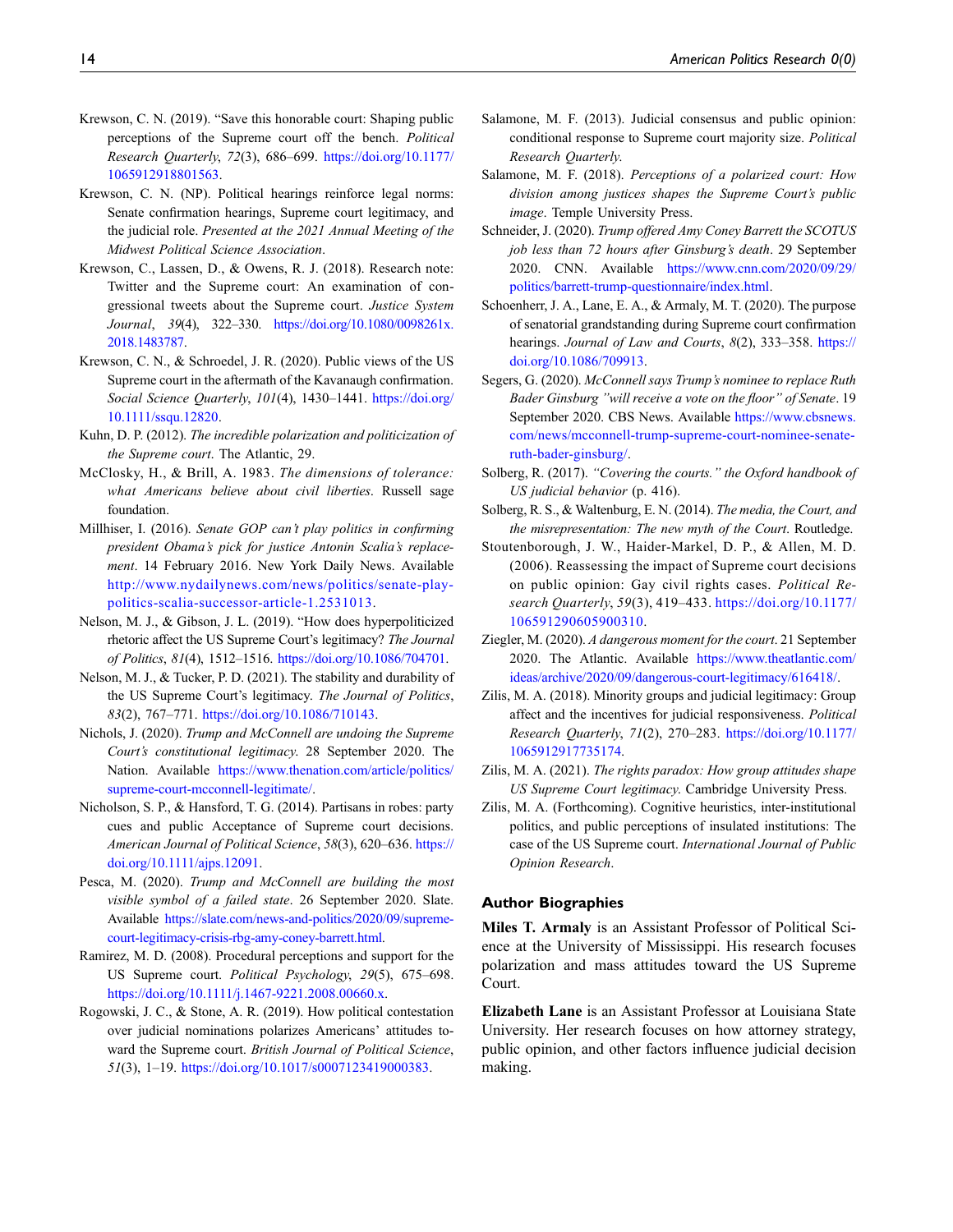Krewson, C. N. (2019). "Save this honorable court: Shaping public perceptions of the Supreme court off the bench. *Political Research Quarterly*, *72*(3), 686–699. https://doi.org/10.1177/1065912918801563.

Krewson, C. N. (NP). Political hearings reinforce legal norms: Senate confirmation hearings, Supreme court legitimacy, and the judicial role. *Presented at the 2021 Annual Meeting of the Midwest Political Science Association*.

Krewson, C., Lassen, D., & Owens, R. J. (2018). Research note: Twitter and the Supreme court: An examination of congressional tweets about the Supreme court. *Justice System Journal*, *39*(4), 322–330. https://doi.org/10.1080/0098261x.2018.1483787.

Krewson, C. N., & Schroedel, J. R. (2020). Public views of the US Supreme court in the aftermath of the Kavanaugh confirmation. *Social Science Quarterly*, *101*(4), 1430–1441. https://doi.org/10.1111/ssqu.12820.

Kuhn, D. P. (2012). *The incredible polarization and politicization of the Supreme court*. The Atlantic, 29.

McClosky, H., & Brill, A. 1983. *The dimensions of tolerance: what Americans believe about civil liberties*. Russell sage foundation.

Millhiser, I. (2016). *Senate GOP can't play politics in confirming president Obama's pick for justice Antonin Scalia's replacement*. 14 February 2016. New York Daily News. Available http://www.nydailynews.com/news/politics/senate-play-politics-scalia-successor-article-1.2531013.

Nelson, M. J., & Gibson, J. L. (2019). "How does hyperpoliticized rhetoric affect the US Supreme Court's legitimacy? *The Journal of Politics*, *81*(4), 1512–1516. https://doi.org/10.1086/704701.

Nelson, M. J., & Tucker, P. D. (2021). The stability and durability of the US Supreme Court's legitimacy. *The Journal of Politics*, *83*(2), 767–771. https://doi.org/10.1086/710143.

Nichols, J. (2020). *Trump and McConnell are undoing the Supreme Court's constitutional legitimacy*. 28 September 2020. The Nation. Available https://www.thenation.com/article/politics/supreme-court-mcconnell-legitimate/.

Nicholson, S. P., & Hansford, T. G. (2014). Partisans in robes: party cues and public Acceptance of Supreme court decisions. *American Journal of Political Science*, *58*(3), 620–636. https://doi.org/10.1111/ajps.12091.

Pesca, M. (2020). *Trump and McConnell are building the most visible symbol of a failed state*. 26 September 2020. Slate. Available https://slate.com/news-and-politics/2020/09/supreme-court-legitimacy-crisis-rbg-amy-coney-barrett.html.

Ramirez, M. D. (2008). Procedural perceptions and support for the US Supreme court. *Political Psychology*, *29*(5), 675–698. https://doi.org/10.1111/j.1467-9221.2008.00660.x.

Rogowski, J. C., & Stone, A. R. (2019). How political contestation over judicial nominations polarizes Americans' attitudes toward the Supreme court. *British Journal of Political Science*, *51*(3), 1–19. https://doi.org/10.1017/s0007123419000383.

Salamone, M. F. (2013). Judicial consensus and public opinion: conditional response to Supreme court majority size. *Political Research Quarterly*.

Salamone, M. F. (2018). *Perceptions of a polarized court: How division among justices shapes the Supreme Court's public image*. Temple University Press.

Schneider, J. (2020). *Trump offered Amy Coney Barrett the SCOTUS job less than 72 hours after Ginsburg's death*. 29 September 2020. CNN. Available https://www.cnn.com/2020/09/29/politics/barrett-trump-questionnaire/index.html.

Schoenherr, J. A., Lane, E. A., & Armaly, M. T. (2020). The purpose of senatorial grandstanding during Supreme court confirmation hearings. *Journal of Law and Courts*, *8*(2), 333–358. https://doi.org/10.1086/709913.

Segers, G. (2020). *McConnell says Trump's nominee to replace Ruth Bader Ginsburg "will receive a vote on the floor" of Senate*. 19 September 2020. CBS News. Available https://www.cbsnews.com/news/mcconnell-trump-supreme-court-nominee-senate-ruth-bader-ginsburg/.

Solberg, R. (2017). *"Covering the courts." the Oxford handbook of US judicial behavior* (p. 416).

Solberg, R. S., & Waltenburg, E. N. (2014). *The media, the Court, and the misrepresentation: The new myth of the Court*. Routledge.

Stoutenborough, J. W., Haider-Markel, D. P., & Allen, M. D. (2006). Reassessing the impact of Supreme court decisions on public opinion: Gay civil rights cases. *Political Research Quarterly*, *59*(3), 419–433. https://doi.org/10.1177/106591290605900310.

Ziegler, M. (2020). *A dangerous moment for the court*. 21 September 2020. The Atlantic. Available https://www.theatlantic.com/ideas/archive/2020/09/dangerous-court-legitimacy/616418/.

Zilis, M. A. (2018). Minority groups and judicial legitimacy: Group affect and the incentives for judicial responsiveness. *Political Research Quarterly*, *71*(2), 270–283. https://doi.org/10.1177/1065912917735174.

Zilis, M. A. (2021). *The rights paradox: How group attitudes shape US Supreme Court legitimacy*. Cambridge University Press.

Zilis, M. A. (Forthcoming). Cognitive heuristics, inter-institutional politics, and public perceptions of insulated institutions: The case of the US Supreme court. *International Journal of Public Opinion Research*.

## Author Biographies

**Miles T. Armaly** is an Assistant Professor of Political Science at the University of Mississippi. His research focuses polarization and mass attitudes toward the US Supreme Court.

**Elizabeth Lane** is an Assistant Professor at Louisiana State University. Her research focuses on how attorney strategy, public opinion, and other factors influence judicial decision making.